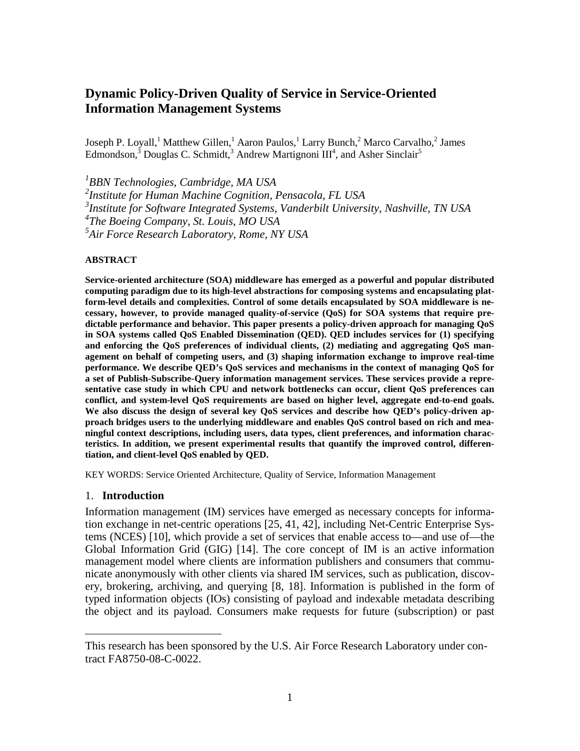# Dynamic Policy-Driven Quality of Service in Service-Oriented Information Management Systems

Joseph P. Loyall,[1] Matthew Gillen,[1] Aaron Paulos,[1] Larry Bunch,[2] Marco Carvalho,[2] James Edmondson,[3] Douglas C. Schmidt,[3] Andrew Martignoni III[4], and Asher Sinclair[5]

*[1]BBN Technologies, Cambridge, MA USA*
*[2]Institute for Human Machine Cognition, Pensacola, FL USA*
*[3]Institute for Software Integrated Systems, Vanderbilt University, Nashville, TN USA*
*[4]The Boeing Company, St. Louis, MO USA*
*[5]Air Force Research Laboratory, Rome, NY USA*

**ABSTRACT**

**Service-oriented architecture (SOA) middleware has emerged as a powerful and popular distributed computing paradigm due to its high-level abstractions for composing systems and encapsulating platform-level details and complexities. Control of some details encapsulated by SOA middleware is necessary, however, to provide managed quality-of-service (QoS) for SOA systems that require predictable performance and behavior. This paper presents a policy-driven approach for managing QoS in SOA systems called QoS Enabled Dissemination (QED). QED includes services for (1) specifying and enforcing the QoS preferences of individual clients, (2) mediating and aggregating QoS management on behalf of competing users, and (3) shaping information exchange to improve real-time performance. We describe QED's QoS services and mechanisms in the context of managing QoS for a set of Publish-Subscribe-Query information management services. These services provide a representative case study in which CPU and network bottlenecks can occur, client QoS preferences can conflict, and system-level QoS requirements are based on higher level, aggregate end-to-end goals. We also discuss the design of several key QoS services and describe how QED's policy-driven approach bridges users to the underlying middleware and enables QoS control based on rich and meaningful context descriptions, including users, data types, client preferences, and information characteristics. In addition, we present experimental results that quantify the improved control, differentiation, and client-level QoS enabled by QED.**

KEY WORDS: Service Oriented Architecture, Quality of Service, Information Management

## 1. Introduction

Information management (IM) services have emerged as necessary concepts for information exchange in net-centric operations [25, 41, 42], including Net-Centric Enterprise Systems (NCES) [10], which provide a set of services that enable access to—and use of—the Global Information Grid (GIG) [14]. The core concept of IM is an active information management model where clients are information publishers and consumers that communicate anonymously with other clients via shared IM services, such as publication, discovery, brokering, archiving, and querying [8, 18]. Information is published in the form of typed information objects (IOs) consisting of payload and indexable metadata describing the object and its payload. Consumers make requests for future (subscription) or past

---

This research has been sponsored by the U.S. Air Force Research Laboratory under contract FA8750-08-C-0022.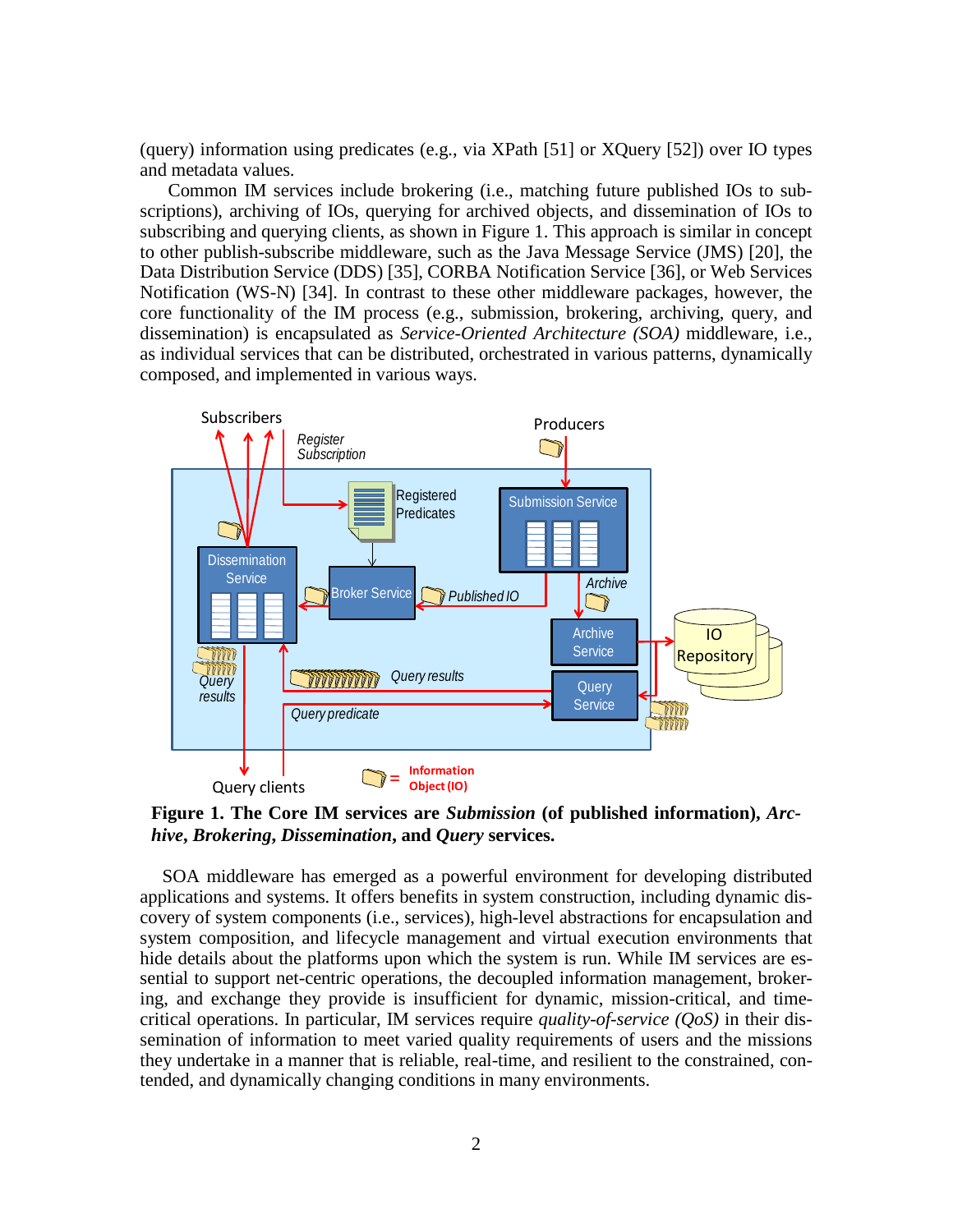(query) information using predicates (e.g., via XPath [51] or XQuery [52]) over IO types and metadata values.

Common IM services include brokering (i.e., matching future published IOs to subscriptions), archiving of IOs, querying for archived objects, and dissemination of IOs to subscribing and querying clients, as shown in Figure 1. This approach is similar in concept to other publish-subscribe middleware, such as the Java Message Service (JMS) [20], the Data Distribution Service (DDS) [35], CORBA Notification Service [36], or Web Services Notification (WS-N) [34]. In contrast to these other middleware packages, however, the core functionality of the IM process (e.g., submission, brokering, archiving, query, and dissemination) is encapsulated as *Service-Oriented Architecture (SOA)* middleware, i.e., as individual services that can be distributed, orchestrated in various patterns, dynamically composed, and implemented in various ways.

**Figure 1. The Core IM services are *Submission* (of published information), *Archive*, *Brokering*, *Dissemination*, and *Query* services.**

SOA middleware has emerged as a powerful environment for developing distributed applications and systems. It offers benefits in system construction, including dynamic discovery of system components (i.e., services), high-level abstractions for encapsulation and system composition, and lifecycle management and virtual execution environments that hide details about the platforms upon which the system is run. While IM services are essential to support net-centric operations, the decoupled information management, brokering, and exchange they provide is insufficient for dynamic, mission-critical, and time-critical operations. In particular, IM services require *quality-of-service (QoS)* in their dissemination of information to meet varied quality requirements of users and the missions they undertake in a manner that is reliable, real-time, and resilient to the constrained, contended, and dynamically changing conditions in many environments.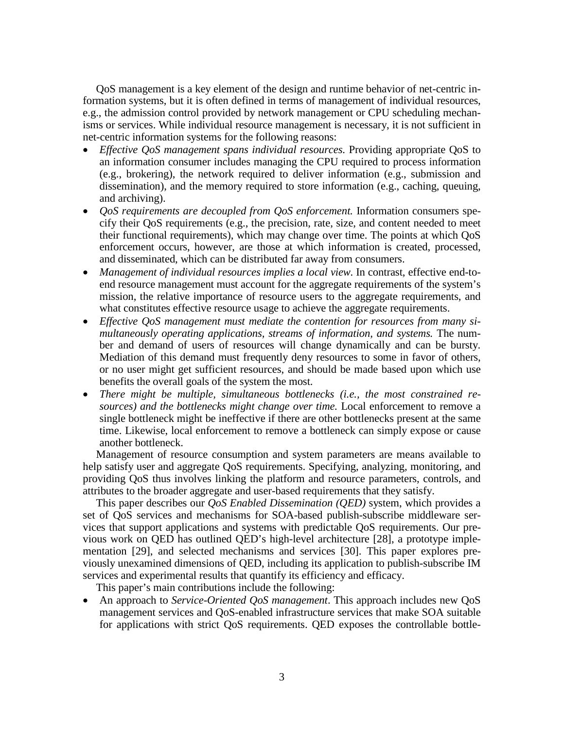QoS management is a key element of the design and runtime behavior of net-centric information systems, but it is often defined in terms of management of individual resources, e.g., the admission control provided by network management or CPU scheduling mechanisms or services. While individual resource management is necessary, it is not sufficient in net-centric information systems for the following reasons:

- *Effective QoS management spans individual resources.* Providing appropriate QoS to an information consumer includes managing the CPU required to process information (e.g., brokering), the network required to deliver information (e.g., submission and dissemination), and the memory required to store information (e.g., caching, queuing, and archiving).
- *QoS requirements are decoupled from QoS enforcement.* Information consumers specify their QoS requirements (e.g., the precision, rate, size, and content needed to meet their functional requirements), which may change over time. The points at which QoS enforcement occurs, however, are those at which information is created, processed, and disseminated, which can be distributed far away from consumers.
- *Management of individual resources implies a local view.* In contrast, effective end-to-end resource management must account for the aggregate requirements of the system's mission, the relative importance of resource users to the aggregate requirements, and what constitutes effective resource usage to achieve the aggregate requirements.
- *Effective QoS management must mediate the contention for resources from many simultaneously operating applications, streams of information, and systems.* The number and demand of users of resources will change dynamically and can be bursty. Mediation of this demand must frequently deny resources to some in favor of others, or no user might get sufficient resources, and should be made based upon which use benefits the overall goals of the system the most.
- *There might be multiple, simultaneous bottlenecks (i.e., the most constrained resources) and the bottlenecks might change over time.* Local enforcement to remove a single bottleneck might be ineffective if there are other bottlenecks present at the same time. Likewise, local enforcement to remove a bottleneck can simply expose or cause another bottleneck.

Management of resource consumption and system parameters are means available to help satisfy user and aggregate QoS requirements. Specifying, analyzing, monitoring, and providing QoS thus involves linking the platform and resource parameters, controls, and attributes to the broader aggregate and user-based requirements that they satisfy.

This paper describes our *QoS Enabled Dissemination (QED)* system, which provides a set of QoS services and mechanisms for SOA-based publish-subscribe middleware services that support applications and systems with predictable QoS requirements. Our previous work on QED has outlined QED's high-level architecture [28], a prototype implementation [29], and selected mechanisms and services [30]. This paper explores previously unexamined dimensions of QED, including its application to publish-subscribe IM services and experimental results that quantify its efficiency and efficacy.

This paper's main contributions include the following:

- An approach to *Service-Oriented QoS management*. This approach includes new QoS management services and QoS-enabled infrastructure services that make SOA suitable for applications with strict QoS requirements. QED exposes the controllable bottle-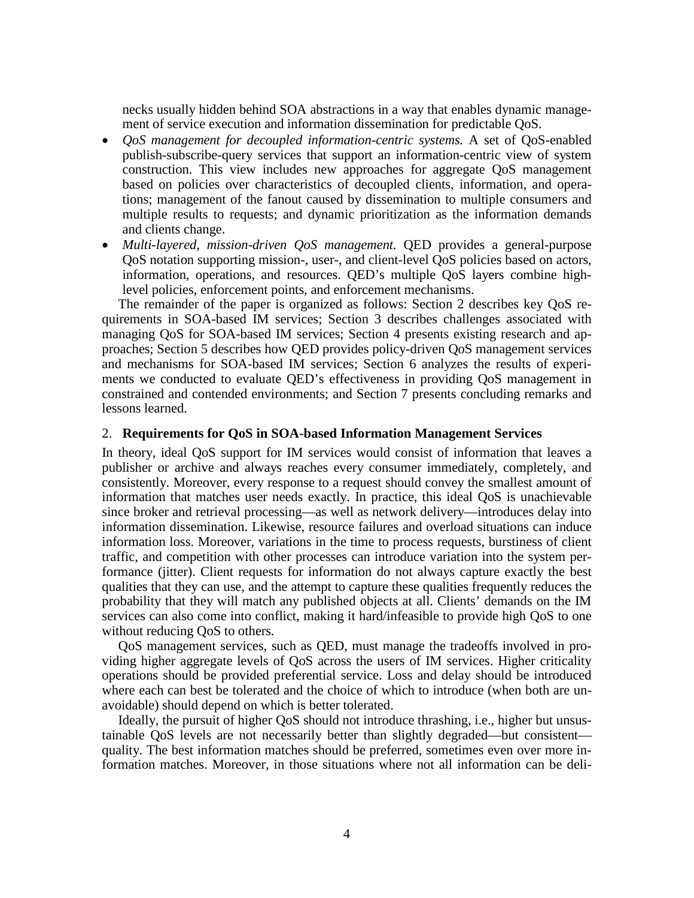necks usually hidden behind SOA abstractions in a way that enables dynamic management of service execution and information dissemination for predictable QoS.

- *QoS management for decoupled information-centric systems.* A set of QoS-enabled publish-subscribe-query services that support an information-centric view of system construction. This view includes new approaches for aggregate QoS management based on policies over characteristics of decoupled clients, information, and operations; management of the fanout caused by dissemination to multiple consumers and multiple results to requests; and dynamic prioritization as the information demands and clients change.
- *Multi-layered, mission-driven QoS management.* QED provides a general-purpose QoS notation supporting mission-, user-, and client-level QoS policies based on actors, information, operations, and resources. QED's multiple QoS layers combine high-level policies, enforcement points, and enforcement mechanisms.

The remainder of the paper is organized as follows: Section 2 describes key QoS requirements in SOA-based IM services; Section 3 describes challenges associated with managing QoS for SOA-based IM services; Section 4 presents existing research and approaches; Section 5 describes how QED provides policy-driven QoS management services and mechanisms for SOA-based IM services; Section 6 analyzes the results of experiments we conducted to evaluate QED's effectiveness in providing QoS management in constrained and contended environments; and Section 7 presents concluding remarks and lessons learned.

## 2. **Requirements for QoS in SOA-based Information Management Services**

In theory, ideal QoS support for IM services would consist of information that leaves a publisher or archive and always reaches every consumer immediately, completely, and consistently. Moreover, every response to a request should convey the smallest amount of information that matches user needs exactly. In practice, this ideal QoS is unachievable since broker and retrieval processing—as well as network delivery—introduces delay into information dissemination. Likewise, resource failures and overload situations can induce information loss. Moreover, variations in the time to process requests, burstiness of client traffic, and competition with other processes can introduce variation into the system performance (jitter). Client requests for information do not always capture exactly the best qualities that they can use, and the attempt to capture these qualities frequently reduces the probability that they will match any published objects at all. Clients' demands on the IM services can also come into conflict, making it hard/infeasible to provide high QoS to one without reducing QoS to others.

QoS management services, such as QED, must manage the tradeoffs involved in providing higher aggregate levels of QoS across the users of IM services. Higher criticality operations should be provided preferential service. Loss and delay should be introduced where each can best be tolerated and the choice of which to introduce (when both are unavoidable) should depend on which is better tolerated.

Ideally, the pursuit of higher QoS should not introduce thrashing, i.e., higher but unsustainable QoS levels are not necessarily better than slightly degraded—but consistent—quality. The best information matches should be preferred, sometimes even over more information matches. Moreover, in those situations where not all information can be deli-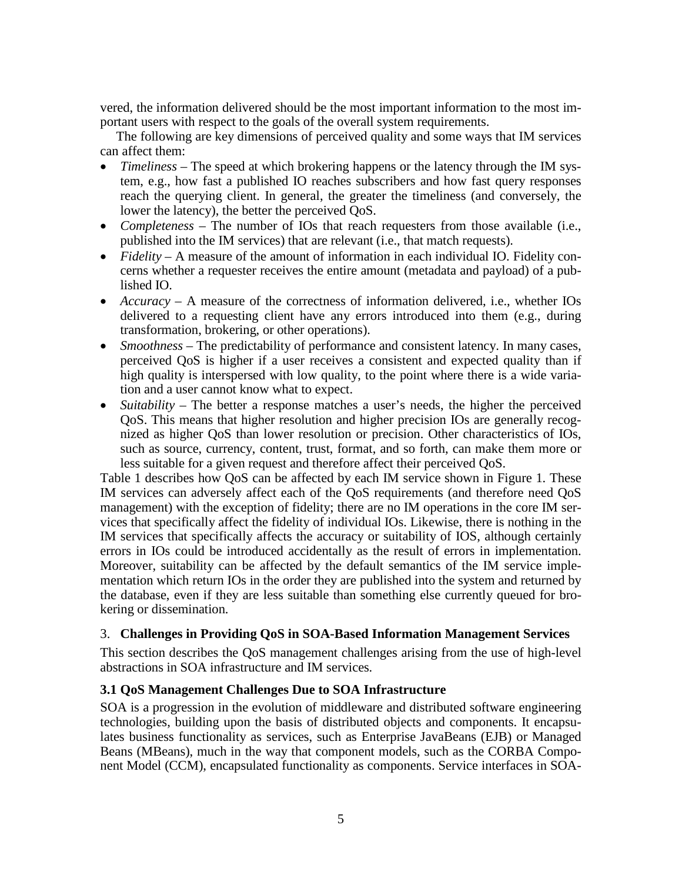vered, the information delivered should be the most important information to the most important users with respect to the goals of the overall system requirements.

The following are key dimensions of perceived quality and some ways that IM services can affect them:

- *Timeliness* – The speed at which brokering happens or the latency through the IM system, e.g., how fast a published IO reaches subscribers and how fast query responses reach the querying client. In general, the greater the timeliness (and conversely, the lower the latency), the better the perceived QoS.
- *Completeness* – The number of IOs that reach requesters from those available (i.e., published into the IM services) that are relevant (i.e., that match requests).
- *Fidelity* – A measure of the amount of information in each individual IO. Fidelity concerns whether a requester receives the entire amount (metadata and payload) of a published IO.
- *Accuracy* – A measure of the correctness of information delivered, i.e., whether IOs delivered to a requesting client have any errors introduced into them (e.g., during transformation, brokering, or other operations).
- *Smoothness* – The predictability of performance and consistent latency. In many cases, perceived QoS is higher if a user receives a consistent and expected quality than if high quality is interspersed with low quality, to the point where there is a wide variation and a user cannot know what to expect.
- *Suitability* – The better a response matches a user's needs, the higher the perceived QoS. This means that higher resolution and higher precision IOs are generally recognized as higher QoS than lower resolution or precision. Other characteristics of IOs, such as source, currency, content, trust, format, and so forth, can make them more or less suitable for a given request and therefore affect their perceived QoS.

Table 1 describes how QoS can be affected by each IM service shown in Figure 1. These IM services can adversely affect each of the QoS requirements (and therefore need QoS management) with the exception of fidelity; there are no IM operations in the core IM services that specifically affect the fidelity of individual IOs. Likewise, there is nothing in the IM services that specifically affects the accuracy or suitability of IOS, although certainly errors in IOs could be introduced accidentally as the result of errors in implementation. Moreover, suitability can be affected by the default semantics of the IM service implementation which return IOs in the order they are published into the system and returned by the database, even if they are less suitable than something else currently queued for brokering or dissemination.

## 3. Challenges in Providing QoS in SOA-Based Information Management Services

This section describes the QoS management challenges arising from the use of high-level abstractions in SOA infrastructure and IM services.

### 3.1 QoS Management Challenges Due to SOA Infrastructure

SOA is a progression in the evolution of middleware and distributed software engineering technologies, building upon the basis of distributed objects and components. It encapsulates business functionality as services, such as Enterprise JavaBeans (EJB) or Managed Beans (MBeans), much in the way that component models, such as the CORBA Component Model (CCM), encapsulated functionality as components. Service interfaces in SOA-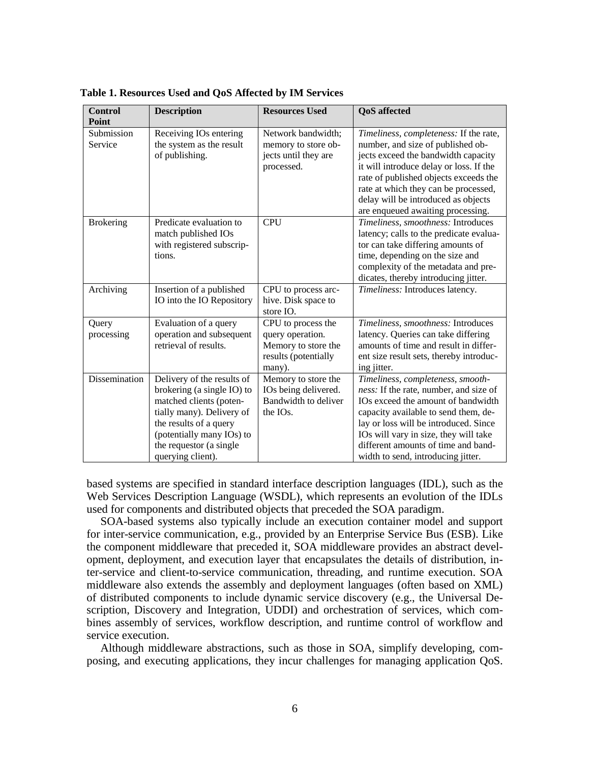**Table 1. Resources Used and QoS Affected by IM Services**

| Control Point | Description | Resources Used | QoS affected |
| --- | --- | --- | --- |
| Submission Service | Receiving IOs entering the system as the result of publishing. | Network bandwidth; memory to store objects until they are processed. | *Timeliness, completeness:* If the rate, number, and size of published objects exceed the bandwidth capacity it will introduce delay or loss. If the rate of published objects exceeds the rate at which they can be processed, delay will be introduced as objects are enqueued awaiting processing. |
| Brokering | Predicate evaluation to match published IOs with registered subscriptions. | CPU | *Timeliness, smoothness:* Introduces latency; calls to the predicate evaluator can take differing amounts of time, depending on the size and complexity of the metadata and predicates, thereby introducing jitter. |
| Archiving | Insertion of a published IO into the IO Repository | CPU to process archive. Disk space to store IO. | *Timeliness:* Introduces latency. |
| Query processing | Evaluation of a query operation and subsequent retrieval of results. | CPU to process the query operation. Memory to store the results (potentially many). | *Timeliness, smoothness:* Introduces latency. Queries can take differing amounts of time and result in different size result sets, thereby introducing jitter. |
| Dissemination | Delivery of the results of brokering (a single IO) to matched clients (potentially many). Delivery of the results of a query (potentially many IOs) to the requestor (a single querying client). | Memory to store the IOs being delivered. Bandwidth to deliver the IOs. | *Timeliness, completeness, smoothness:* If the rate, number, and size of IOs exceed the amount of bandwidth capacity available to send them, delay or loss will be introduced. Since IOs will vary in size, they will take different amounts of time and bandwidth to send, introducing jitter. |

based systems are specified in standard interface description languages (IDL), such as the Web Services Description Language (WSDL), which represents an evolution of the IDLs used for components and distributed objects that preceded the SOA paradigm.

SOA-based systems also typically include an execution container model and support for inter-service communication, e.g., provided by an Enterprise Service Bus (ESB). Like the component middleware that preceded it, SOA middleware provides an abstract development, deployment, and execution layer that encapsulates the details of distribution, inter-service and client-to-service communication, threading, and runtime execution. SOA middleware also extends the assembly and deployment languages (often based on XML) of distributed components to include dynamic service discovery (e.g., the Universal Description, Discovery and Integration, UDDI) and orchestration of services, which combines assembly of services, workflow description, and runtime control of workflow and service execution.

Although middleware abstractions, such as those in SOA, simplify developing, composing, and executing applications, they incur challenges for managing application QoS.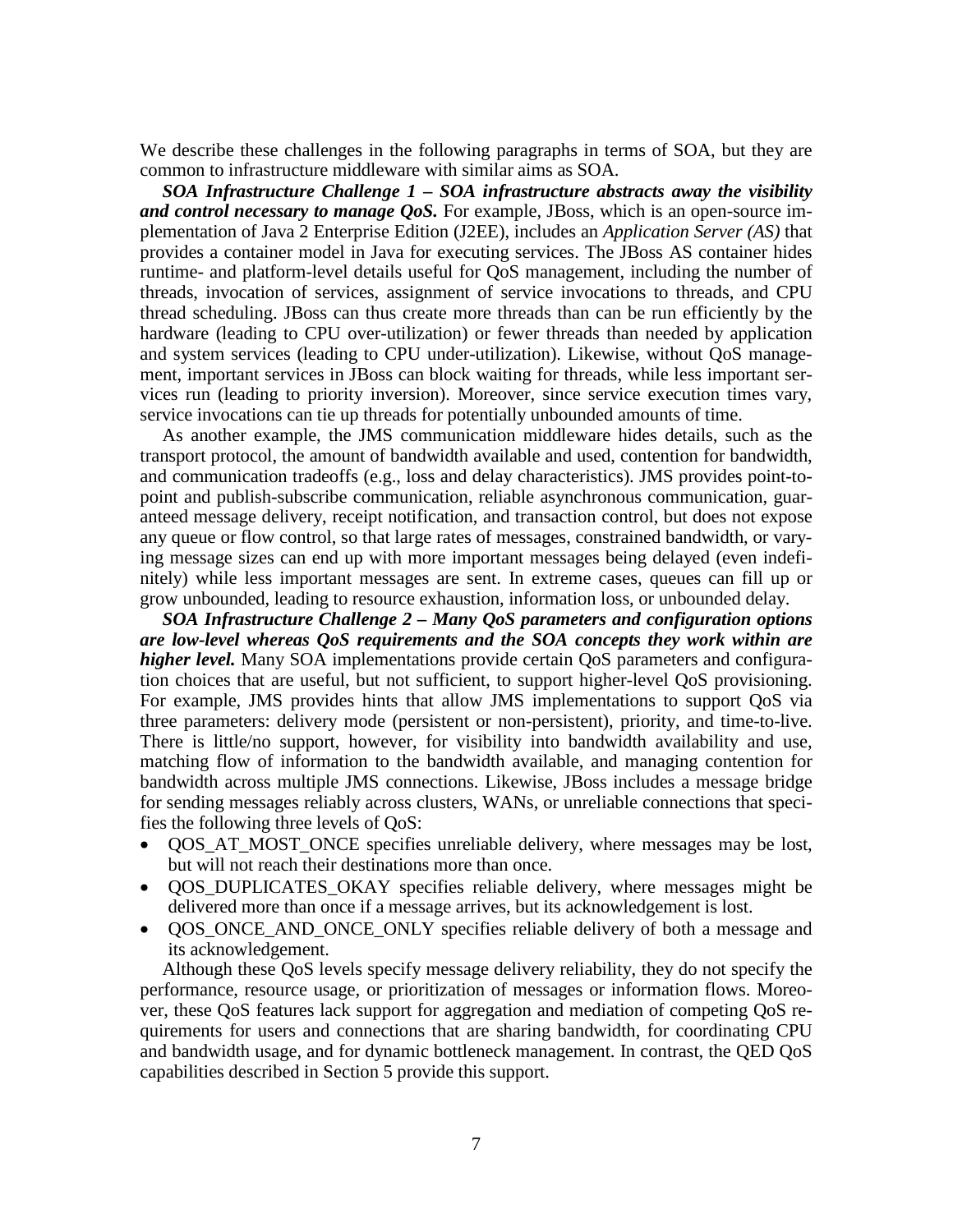We describe these challenges in the following paragraphs in terms of SOA, but they are common to infrastructure middleware with similar aims as SOA.

***SOA Infrastructure Challenge 1 – SOA infrastructure abstracts away the visibility and control necessary to manage QoS.*** For example, JBoss, which is an open-source implementation of Java 2 Enterprise Edition (J2EE), includes an *Application Server (AS)* that provides a container model in Java for executing services. The JBoss AS container hides runtime- and platform-level details useful for QoS management, including the number of threads, invocation of services, assignment of service invocations to threads, and CPU thread scheduling. JBoss can thus create more threads than can be run efficiently by the hardware (leading to CPU over-utilization) or fewer threads than needed by application and system services (leading to CPU under-utilization). Likewise, without QoS management, important services in JBoss can block waiting for threads, while less important services run (leading to priority inversion). Moreover, since service execution times vary, service invocations can tie up threads for potentially unbounded amounts of time.

As another example, the JMS communication middleware hides details, such as the transport protocol, the amount of bandwidth available and used, contention for bandwidth, and communication tradeoffs (e.g., loss and delay characteristics). JMS provides point-to-point and publish-subscribe communication, reliable asynchronous communication, guaranteed message delivery, receipt notification, and transaction control, but does not expose any queue or flow control, so that large rates of messages, constrained bandwidth, or varying message sizes can end up with more important messages being delayed (even indefinitely) while less important messages are sent. In extreme cases, queues can fill up or grow unbounded, leading to resource exhaustion, information loss, or unbounded delay.

***SOA Infrastructure Challenge 2 – Many QoS parameters and configuration options are low-level whereas QoS requirements and the SOA concepts they work within are higher level.*** Many SOA implementations provide certain QoS parameters and configuration choices that are useful, but not sufficient, to support higher-level QoS provisioning. For example, JMS provides hints that allow JMS implementations to support QoS via three parameters: delivery mode (persistent or non-persistent), priority, and time-to-live. There is little/no support, however, for visibility into bandwidth availability and use, matching flow of information to the bandwidth available, and managing contention for bandwidth across multiple JMS connections. Likewise, JBoss includes a message bridge for sending messages reliably across clusters, WANs, or unreliable connections that specifies the following three levels of QoS:

- QOS_AT_MOST_ONCE specifies unreliable delivery, where messages may be lost, but will not reach their destinations more than once.
- QOS_DUPLICATES_OKAY specifies reliable delivery, where messages might be delivered more than once if a message arrives, but its acknowledgement is lost.
- QOS_ONCE_AND_ONCE_ONLY specifies reliable delivery of both a message and its acknowledgement.

Although these QoS levels specify message delivery reliability, they do not specify the performance, resource usage, or prioritization of messages or information flows. Moreover, these QoS features lack support for aggregation and mediation of competing QoS requirements for users and connections that are sharing bandwidth, for coordinating CPU and bandwidth usage, and for dynamic bottleneck management. In contrast, the QED QoS capabilities described in Section 5 provide this support.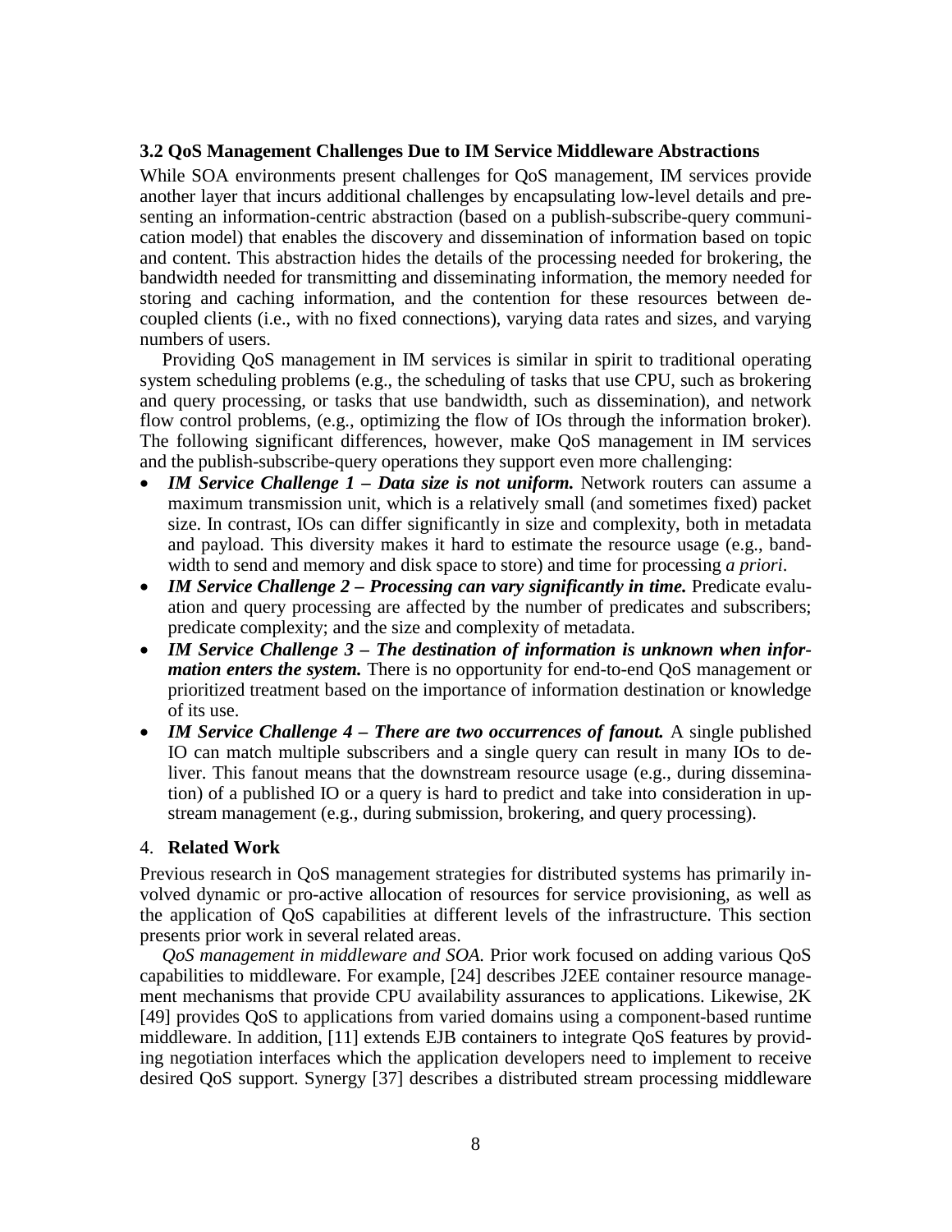### 3.2 QoS Management Challenges Due to IM Service Middleware Abstractions

While SOA environments present challenges for QoS management, IM services provide another layer that incurs additional challenges by encapsulating low-level details and presenting an information-centric abstraction (based on a publish-subscribe-query communication model) that enables the discovery and dissemination of information based on topic and content. This abstraction hides the details of the processing needed for brokering, the bandwidth needed for transmitting and disseminating information, the memory needed for storing and caching information, and the contention for these resources between decoupled clients (i.e., with no fixed connections), varying data rates and sizes, and varying numbers of users.

Providing QoS management in IM services is similar in spirit to traditional operating system scheduling problems (e.g., the scheduling of tasks that use CPU, such as brokering and query processing, or tasks that use bandwidth, such as dissemination), and network flow control problems, (e.g., optimizing the flow of IOs through the information broker). The following significant differences, however, make QoS management in IM services and the publish-subscribe-query operations they support even more challenging:

- ***IM Service Challenge 1 – Data size is not uniform.*** Network routers can assume a maximum transmission unit, which is a relatively small (and sometimes fixed) packet size. In contrast, IOs can differ significantly in size and complexity, both in metadata and payload. This diversity makes it hard to estimate the resource usage (e.g., bandwidth to send and memory and disk space to store) and time for processing *a priori*.
- ***IM Service Challenge 2 – Processing can vary significantly in time.*** Predicate evaluation and query processing are affected by the number of predicates and subscribers; predicate complexity; and the size and complexity of metadata.
- ***IM Service Challenge 3 – The destination of information is unknown when information enters the system.*** There is no opportunity for end-to-end QoS management or prioritized treatment based on the importance of information destination or knowledge of its use.
- ***IM Service Challenge 4 – There are two occurrences of fanout.*** A single published IO can match multiple subscribers and a single query can result in many IOs to deliver. This fanout means that the downstream resource usage (e.g., during dissemination) of a published IO or a query is hard to predict and take into consideration in upstream management (e.g., during submission, brokering, and query processing).

## 4. Related Work

Previous research in QoS management strategies for distributed systems has primarily involved dynamic or pro-active allocation of resources for service provisioning, as well as the application of QoS capabilities at different levels of the infrastructure. This section presents prior work in several related areas.

*QoS management in middleware and SOA.* Prior work focused on adding various QoS capabilities to middleware. For example, [24] describes J2EE container resource management mechanisms that provide CPU availability assurances to applications. Likewise, 2K [49] provides QoS to applications from varied domains using a component-based runtime middleware. In addition, [11] extends EJB containers to integrate QoS features by providing negotiation interfaces which the application developers need to implement to receive desired QoS support. Synergy [37] describes a distributed stream processing middleware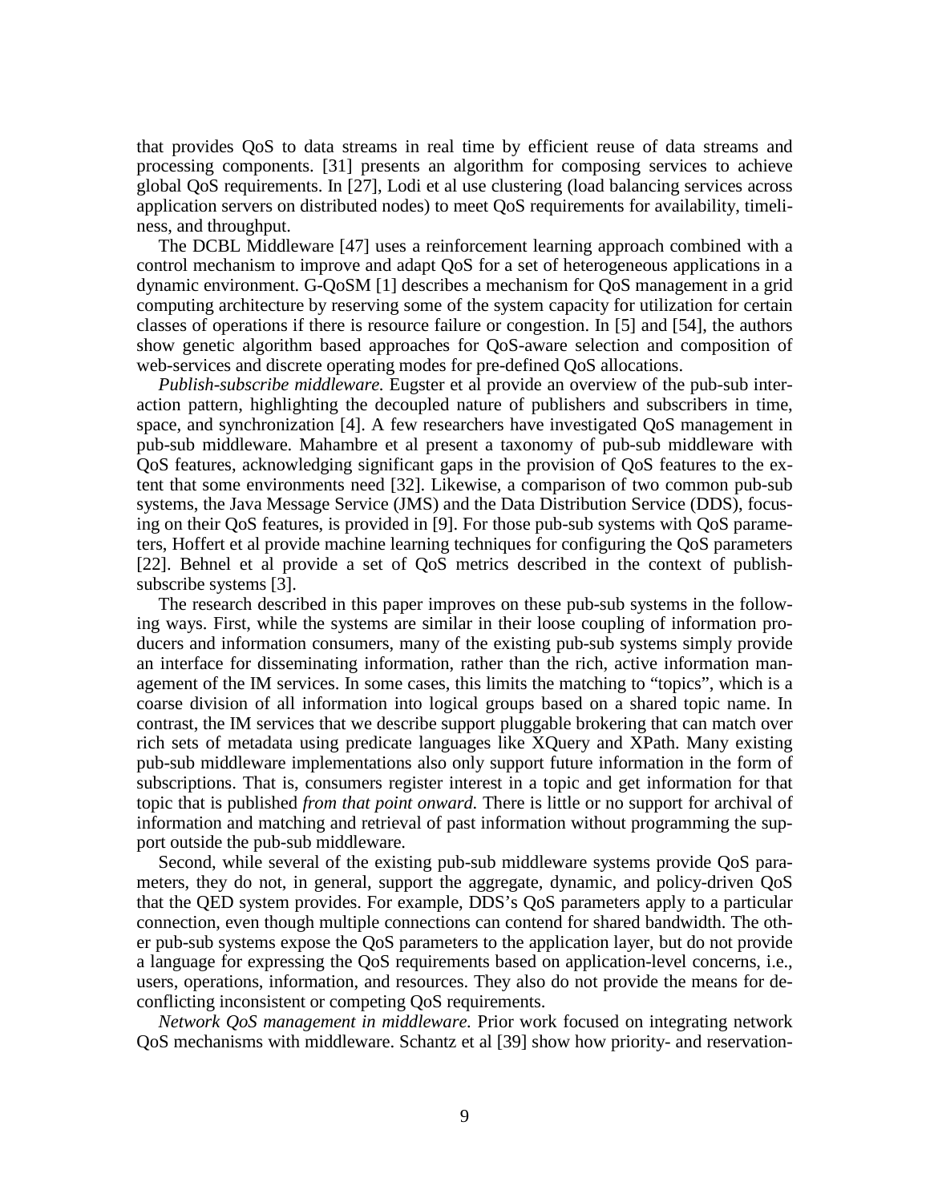that provides QoS to data streams in real time by efficient reuse of data streams and processing components. [31] presents an algorithm for composing services to achieve global QoS requirements. In [27], Lodi et al use clustering (load balancing services across application servers on distributed nodes) to meet QoS requirements for availability, timeliness, and throughput.

The DCBL Middleware [47] uses a reinforcement learning approach combined with a control mechanism to improve and adapt QoS for a set of heterogeneous applications in a dynamic environment. G-QoSM [1] describes a mechanism for QoS management in a grid computing architecture by reserving some of the system capacity for utilization for certain classes of operations if there is resource failure or congestion. In [5] and [54], the authors show genetic algorithm based approaches for QoS-aware selection and composition of web-services and discrete operating modes for pre-defined QoS allocations.

*Publish-subscribe middleware.* Eugster et al provide an overview of the pub-sub interaction pattern, highlighting the decoupled nature of publishers and subscribers in time, space, and synchronization [4]. A few researchers have investigated QoS management in pub-sub middleware. Mahambre et al present a taxonomy of pub-sub middleware with QoS features, acknowledging significant gaps in the provision of QoS features to the extent that some environments need [32]. Likewise, a comparison of two common pub-sub systems, the Java Message Service (JMS) and the Data Distribution Service (DDS), focusing on their QoS features, is provided in [9]. For those pub-sub systems with QoS parameters, Hoffert et al provide machine learning techniques for configuring the QoS parameters [22]. Behnel et al provide a set of QoS metrics described in the context of publish-subscribe systems [3].

The research described in this paper improves on these pub-sub systems in the following ways. First, while the systems are similar in their loose coupling of information producers and information consumers, many of the existing pub-sub systems simply provide an interface for disseminating information, rather than the rich, active information management of the IM services. In some cases, this limits the matching to "topics", which is a coarse division of all information into logical groups based on a shared topic name. In contrast, the IM services that we describe support pluggable brokering that can match over rich sets of metadata using predicate languages like XQuery and XPath. Many existing pub-sub middleware implementations also only support future information in the form of subscriptions. That is, consumers register interest in a topic and get information for that topic that is published *from that point onward.* There is little or no support for archival of information and matching and retrieval of past information without programming the support outside the pub-sub middleware.

Second, while several of the existing pub-sub middleware systems provide QoS parameters, they do not, in general, support the aggregate, dynamic, and policy-driven QoS that the QED system provides. For example, DDS's QoS parameters apply to a particular connection, even though multiple connections can contend for shared bandwidth. The other pub-sub systems expose the QoS parameters to the application layer, but do not provide a language for expressing the QoS requirements based on application-level concerns, i.e., users, operations, information, and resources. They also do not provide the means for deconflicting inconsistent or competing QoS requirements.

*Network QoS management in middleware.* Prior work focused on integrating network QoS mechanisms with middleware. Schantz et al [39] show how priority- and reservation-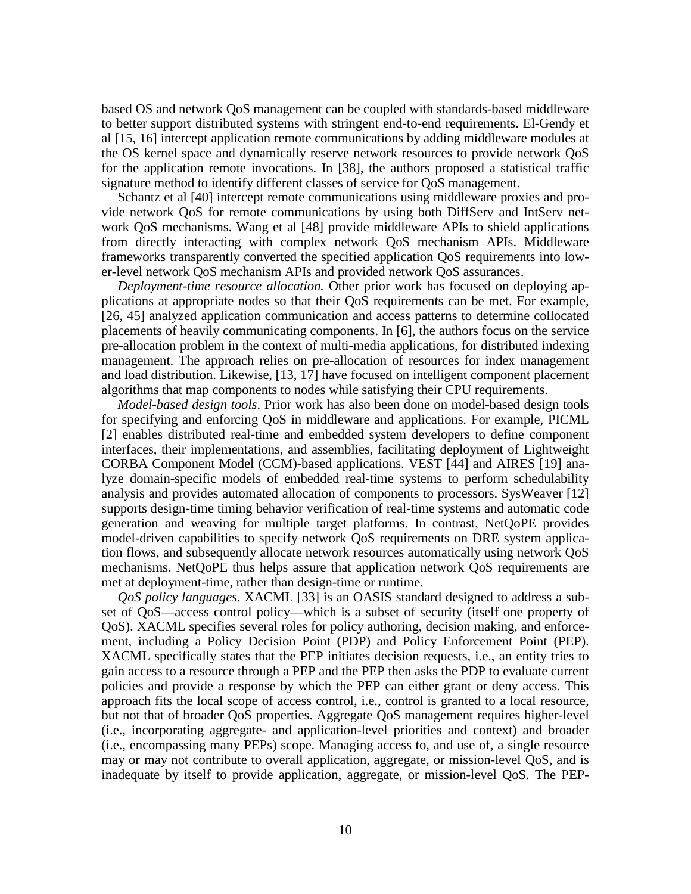based OS and network QoS management can be coupled with standards-based middleware to better support distributed systems with stringent end-to-end requirements. El-Gendy et al [15, 16] intercept application remote communications by adding middleware modules at the OS kernel space and dynamically reserve network resources to provide network QoS for the application remote invocations. In [38], the authors proposed a statistical traffic signature method to identify different classes of service for QoS management.

Schantz et al [40] intercept remote communications using middleware proxies and provide network QoS for remote communications by using both DiffServ and IntServ network QoS mechanisms. Wang et al [48] provide middleware APIs to shield applications from directly interacting with complex network QoS mechanism APIs. Middleware frameworks transparently converted the specified application QoS requirements into lower-level network QoS mechanism APIs and provided network QoS assurances.

*Deployment-time resource allocation.* Other prior work has focused on deploying applications at appropriate nodes so that their QoS requirements can be met. For example, [26, 45] analyzed application communication and access patterns to determine collocated placements of heavily communicating components. In [6], the authors focus on the service pre-allocation problem in the context of multi-media applications, for distributed indexing management. The approach relies on pre-allocation of resources for index management and load distribution. Likewise, [13, 17] have focused on intelligent component placement algorithms that map components to nodes while satisfying their CPU requirements.

*Model-based design tools*. Prior work has also been done on model-based design tools for specifying and enforcing QoS in middleware and applications. For example, PICML [2] enables distributed real-time and embedded system developers to define component interfaces, their implementations, and assemblies, facilitating deployment of Lightweight CORBA Component Model (CCM)-based applications. VEST [44] and AIRES [19] analyze domain-specific models of embedded real-time systems to perform schedulability analysis and provides automated allocation of components to processors. SysWeaver [12] supports design-time timing behavior verification of real-time systems and automatic code generation and weaving for multiple target platforms. In contrast, NetQoPE provides model-driven capabilities to specify network QoS requirements on DRE system application flows, and subsequently allocate network resources automatically using network QoS mechanisms. NetQoPE thus helps assure that application network QoS requirements are met at deployment-time, rather than design-time or runtime.

*QoS policy languages*. XACML [33] is an OASIS standard designed to address a subset of QoS—access control policy—which is a subset of security (itself one property of QoS). XACML specifies several roles for policy authoring, decision making, and enforcement, including a Policy Decision Point (PDP) and Policy Enforcement Point (PEP). XACML specifically states that the PEP initiates decision requests, i.e., an entity tries to gain access to a resource through a PEP and the PEP then asks the PDP to evaluate current policies and provide a response by which the PEP can either grant or deny access. This approach fits the local scope of access control, i.e., control is granted to a local resource, but not that of broader QoS properties. Aggregate QoS management requires higher-level (i.e., incorporating aggregate- and application-level priorities and context) and broader (i.e., encompassing many PEPs) scope. Managing access to, and use of, a single resource may or may not contribute to overall application, aggregate, or mission-level QoS, and is inadequate by itself to provide application, aggregate, or mission-level QoS. The PEP-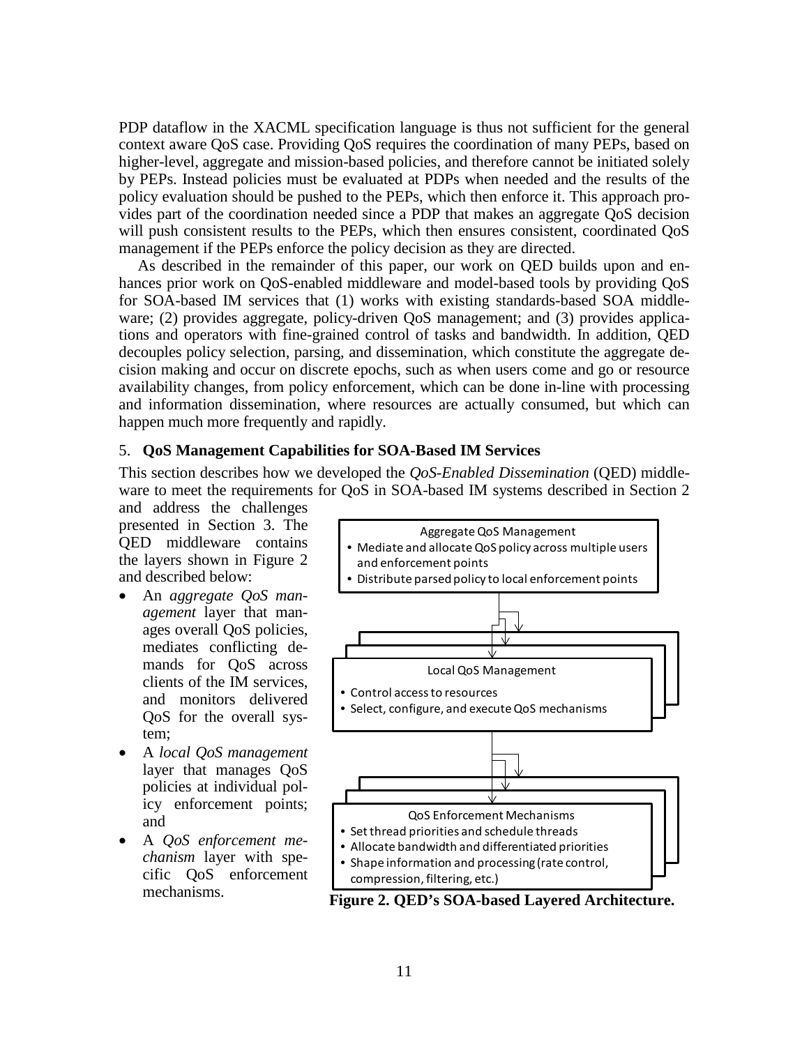PDP dataflow in the XACML specification language is thus not sufficient for the general context aware QoS case. Providing QoS requires the coordination of many PEPs, based on higher-level, aggregate and mission-based policies, and therefore cannot be initiated solely by PEPs. Instead policies must be evaluated at PDPs when needed and the results of the policy evaluation should be pushed to the PEPs, which then enforce it. This approach provides part of the coordination needed since a PDP that makes an aggregate QoS decision will push consistent results to the PEPs, which then ensures consistent, coordinated QoS management if the PEPs enforce the policy decision as they are directed.

As described in the remainder of this paper, our work on QED builds upon and enhances prior work on QoS-enabled middleware and model-based tools by providing QoS for SOA-based IM services that (1) works with existing standards-based SOA middleware; (2) provides aggregate, policy-driven QoS management; and (3) provides applications and operators with fine-grained control of tasks and bandwidth. In addition, QED decouples policy selection, parsing, and dissemination, which constitute the aggregate decision making and occur on discrete epochs, such as when users come and go or resource availability changes, from policy enforcement, which can be done in-line with processing and information dissemination, where resources are actually consumed, but which can happen much more frequently and rapidly.

## 5. QoS Management Capabilities for SOA-Based IM Services

This section describes how we developed the *QoS-Enabled Dissemination* (QED) middleware to meet the requirements for QoS in SOA-based IM systems described in Section 2 and address the challenges presented in Section 3. The QED middleware contains the layers shown in Figure 2 and described below:

- An *aggregate QoS management* layer that manages overall QoS policies, mediates conflicting demands for QoS across clients of the IM services, and monitors delivered QoS for the overall system;
- A *local QoS management* layer that manages QoS policies at individual policy enforcement points; and
- A *QoS enforcement mechanism* layer with specific QoS enforcement mechanisms.

Aggregate QoS Management
- Mediate and allocate QoS policy across multiple users and enforcement points
- Distribute parsed policy to local enforcement points

Local QoS Management
- Control access to resources
- Select, configure, and execute QoS mechanisms

QoS Enforcement Mechanisms
- Set thread priorities and schedule threads
- Allocate bandwidth and differentiated priorities
- Shape information and processing (rate control, compression, filtering, etc.)

**Figure 2. QED's SOA-based Layered Architecture.**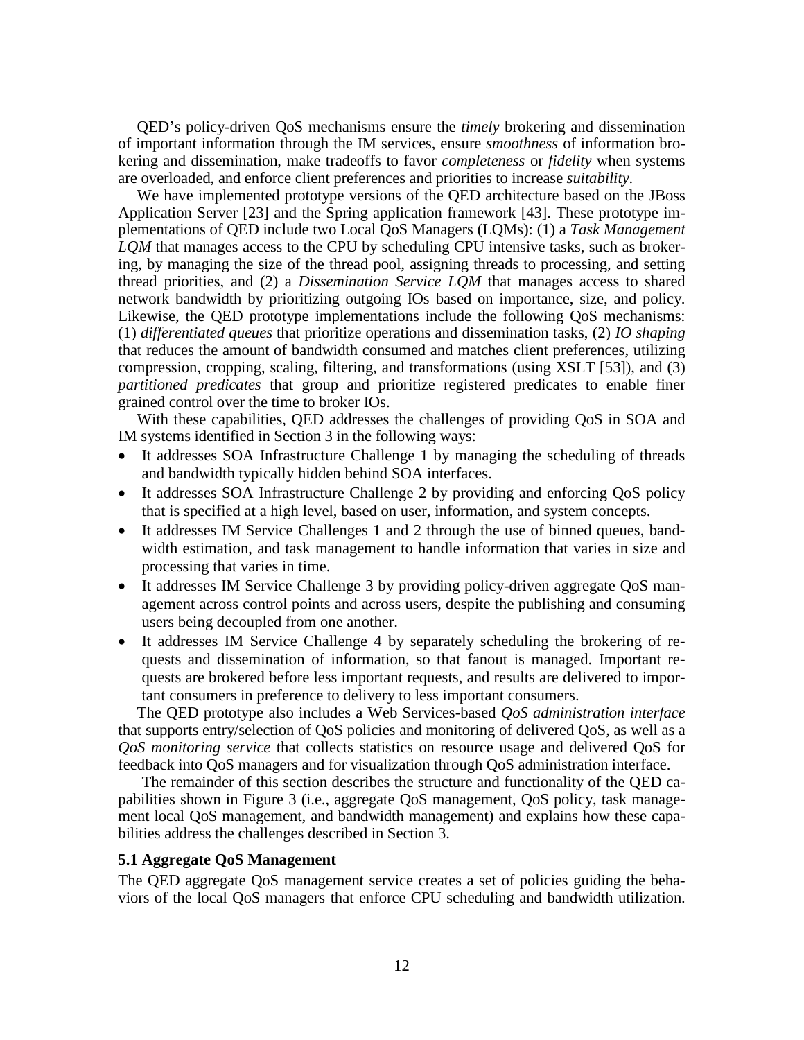QED's policy-driven QoS mechanisms ensure the *timely* brokering and dissemination of important information through the IM services, ensure *smoothness* of information brokering and dissemination, make tradeoffs to favor *completeness* or *fidelity* when systems are overloaded, and enforce client preferences and priorities to increase *suitability*.

We have implemented prototype versions of the QED architecture based on the JBoss Application Server [23] and the Spring application framework [43]. These prototype implementations of QED include two Local QoS Managers (LQMs): (1) a *Task Management LQM* that manages access to the CPU by scheduling CPU intensive tasks, such as brokering, by managing the size of the thread pool, assigning threads to processing, and setting thread priorities, and (2) a *Dissemination Service LQM* that manages access to shared network bandwidth by prioritizing outgoing IOs based on importance, size, and policy. Likewise, the QED prototype implementations include the following QoS mechanisms: (1) *differentiated queues* that prioritize operations and dissemination tasks, (2) *IO shaping* that reduces the amount of bandwidth consumed and matches client preferences, utilizing compression, cropping, scaling, filtering, and transformations (using XSLT [53]), and (3) *partitioned predicates* that group and prioritize registered predicates to enable finer grained control over the time to broker IOs.

With these capabilities, QED addresses the challenges of providing QoS in SOA and IM systems identified in Section 3 in the following ways:

- It addresses SOA Infrastructure Challenge 1 by managing the scheduling of threads and bandwidth typically hidden behind SOA interfaces.
- It addresses SOA Infrastructure Challenge 2 by providing and enforcing QoS policy that is specified at a high level, based on user, information, and system concepts.
- It addresses IM Service Challenges 1 and 2 through the use of binned queues, bandwidth estimation, and task management to handle information that varies in size and processing that varies in time.
- It addresses IM Service Challenge 3 by providing policy-driven aggregate QoS management across control points and across users, despite the publishing and consuming users being decoupled from one another.
- It addresses IM Service Challenge 4 by separately scheduling the brokering of requests and dissemination of information, so that fanout is managed. Important requests are brokered before less important requests, and results are delivered to important consumers in preference to delivery to less important consumers.

The QED prototype also includes a Web Services-based *QoS administration interface* that supports entry/selection of QoS policies and monitoring of delivered QoS, as well as a *QoS monitoring service* that collects statistics on resource usage and delivered QoS for feedback into QoS managers and for visualization through QoS administration interface.

The remainder of this section describes the structure and functionality of the QED capabilities shown in Figure 3 (i.e., aggregate QoS management, QoS policy, task management local QoS management, and bandwidth management) and explains how these capabilities address the challenges described in Section 3.

### 5.1 Aggregate QoS Management

The QED aggregate QoS management service creates a set of policies guiding the behaviors of the local QoS managers that enforce CPU scheduling and bandwidth utilization.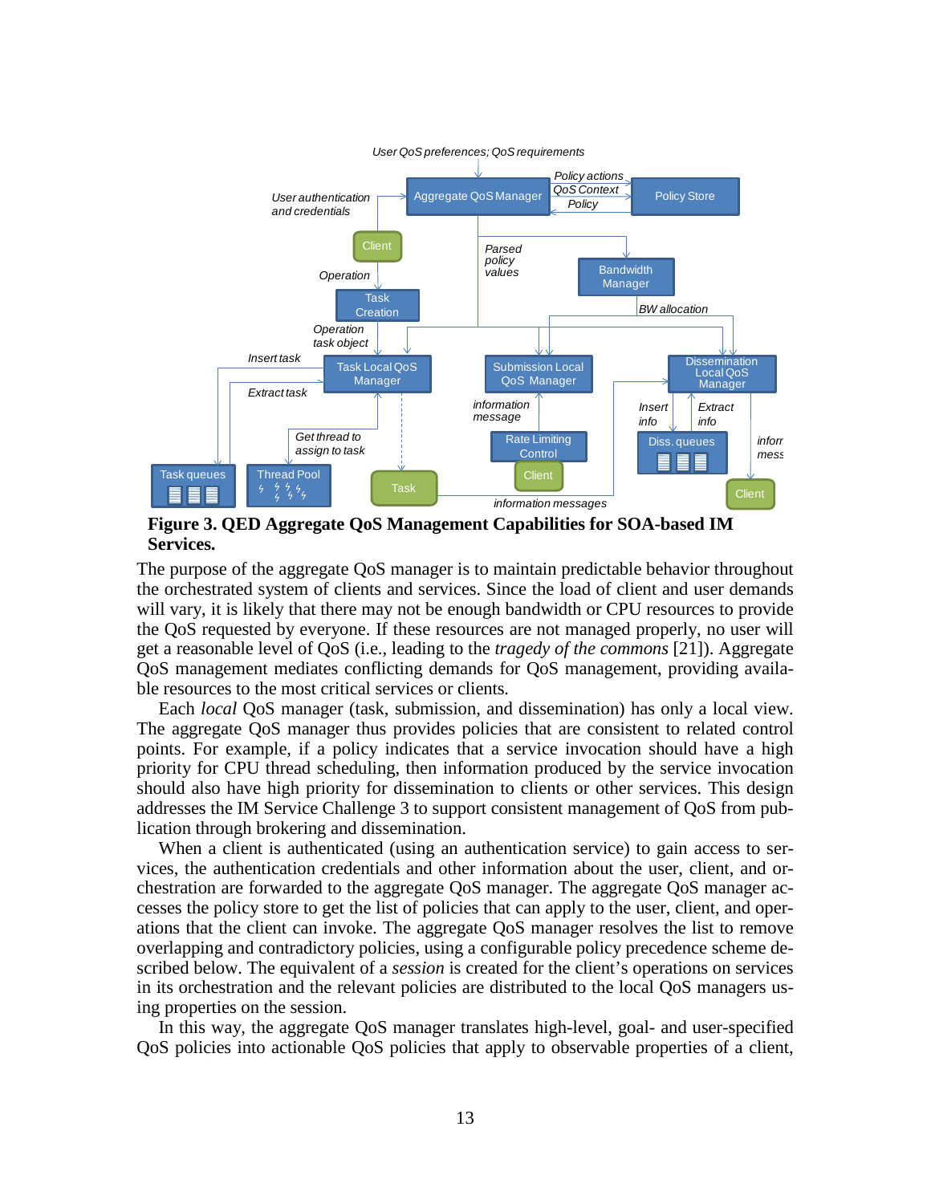**Figure 3. QED Aggregate QoS Management Capabilities for SOA-based IM Services.**

The purpose of the aggregate QoS manager is to maintain predictable behavior throughout the orchestrated system of clients and services. Since the load of client and user demands will vary, it is likely that there may not be enough bandwidth or CPU resources to provide the QoS requested by everyone. If these resources are not managed properly, no user will get a reasonable level of QoS (i.e., leading to the *tragedy of the commons* [21]). Aggregate QoS management mediates conflicting demands for QoS management, providing available resources to the most critical services or clients.

Each *local* QoS manager (task, submission, and dissemination) has only a local view. The aggregate QoS manager thus provides policies that are consistent to related control points. For example, if a policy indicates that a service invocation should have a high priority for CPU thread scheduling, then information produced by the service invocation should also have high priority for dissemination to clients or other services. This design addresses the IM Service Challenge 3 to support consistent management of QoS from publication through brokering and dissemination.

When a client is authenticated (using an authentication service) to gain access to services, the authentication credentials and other information about the user, client, and orchestration are forwarded to the aggregate QoS manager. The aggregate QoS manager accesses the policy store to get the list of policies that can apply to the user, client, and operations that the client can invoke. The aggregate QoS manager resolves the list to remove overlapping and contradictory policies, using a configurable policy precedence scheme described below. The equivalent of a *session* is created for the client's operations on services in its orchestration and the relevant policies are distributed to the local QoS managers using properties on the session.

In this way, the aggregate QoS manager translates high-level, goal- and user-specified QoS policies into actionable QoS policies that apply to observable properties of a client,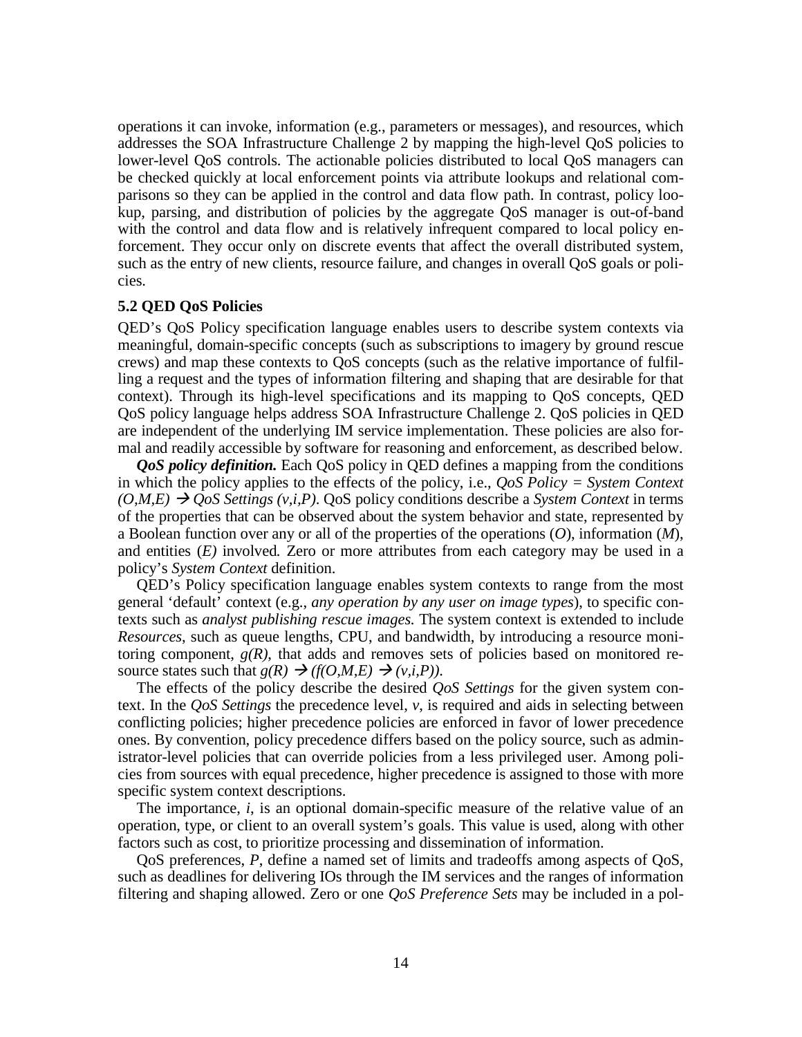operations it can invoke, information (e.g., parameters or messages), and resources, which addresses the SOA Infrastructure Challenge 2 by mapping the high-level QoS policies to lower-level QoS controls. The actionable policies distributed to local QoS managers can be checked quickly at local enforcement points via attribute lookups and relational comparisons so they can be applied in the control and data flow path. In contrast, policy lookup, parsing, and distribution of policies by the aggregate QoS manager is out-of-band with the control and data flow and is relatively infrequent compared to local policy enforcement. They occur only on discrete events that affect the overall distributed system, such as the entry of new clients, resource failure, and changes in overall QoS goals or policies.

### 5.2 QED QoS Policies

QED's QoS Policy specification language enables users to describe system contexts via meaningful, domain-specific concepts (such as subscriptions to imagery by ground rescue crews) and map these contexts to QoS concepts (such as the relative importance of fulfilling a request and the types of information filtering and shaping that are desirable for that context). Through its high-level specifications and its mapping to QoS concepts, QED QoS policy language helps address SOA Infrastructure Challenge 2. QoS policies in QED are independent of the underlying IM service implementation. These policies are also formal and readily accessible by software for reasoning and enforcement, as described below.

***QoS policy definition.*** Each QoS policy in QED defines a mapping from the conditions in which the policy applies to the effects of the policy, i.e., *QoS Policy = System Context* $(O,M,E) \rightarrow$ *QoS Settings* $(v,i,P)$. QoS policy conditions describe a *System Context* in terms of the properties that can be observed about the system behavior and state, represented by a Boolean function over any or all of the properties of the operations ($O$), information ($M$), and entities ($E$) involved. Zero or more attributes from each category may be used in a policy's *System Context* definition.

QED's Policy specification language enables system contexts to range from the most general 'default' context (e.g., *any operation by any user on image types*), to specific contexts such as *analyst publishing rescue images.* The system context is extended to include *Resources*, such as queue lengths, CPU, and bandwidth, by introducing a resource monitoring component, $g(R)$, that adds and removes sets of policies based on monitored resource states such that $g(R) \rightarrow (f(O,M,E) \rightarrow (v,i,P))$.

The effects of the policy describe the desired *QoS Settings* for the given system context. In the *QoS Settings* the precedence level, $v$, is required and aids in selecting between conflicting policies; higher precedence policies are enforced in favor of lower precedence ones. By convention, policy precedence differs based on the policy source, such as administrator-level policies that can override policies from a less privileged user. Among policies from sources with equal precedence, higher precedence is assigned to those with more specific system context descriptions.

The importance, $i$, is an optional domain-specific measure of the relative value of an operation, type, or client to an overall system's goals. This value is used, along with other factors such as cost, to prioritize processing and dissemination of information.

QoS preferences, $P$, define a named set of limits and tradeoffs among aspects of QoS, such as deadlines for delivering IOs through the IM services and the ranges of information filtering and shaping allowed. Zero or one *QoS Preference Sets* may be included in a pol-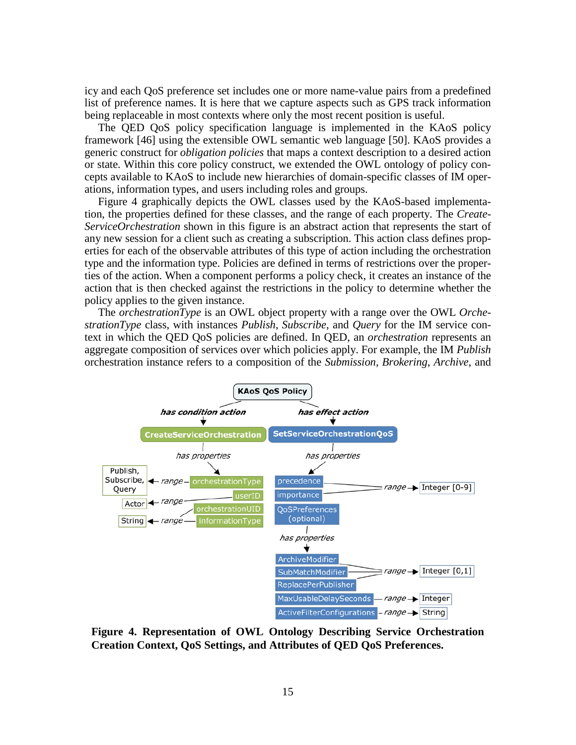icy and each QoS preference set includes one or more name-value pairs from a predefined list of preference names. It is here that we capture aspects such as GPS track information being replaceable in most contexts where only the most recent position is useful.

The QED QoS policy specification language is implemented in the KAoS policy framework [46] using the extensible OWL semantic web language [50]. KAoS provides a generic construct for *obligation policies* that maps a context description to a desired action or state. Within this core policy construct, we extended the OWL ontology of policy concepts available to KAoS to include new hierarchies of domain-specific classes of IM operations, information types, and users including roles and groups.

Figure 4 graphically depicts the OWL classes used by the KAoS-based implementation, the properties defined for these classes, and the range of each property. The *CreateServiceOrchestration* shown in this figure is an abstract action that represents the start of any new session for a client such as creating a subscription. This action class defines properties for each of the observable attributes of this type of action including the orchestration type and the information type. Policies are defined in terms of restrictions over the properties of the action. When a component performs a policy check, it creates an instance of the action that is then checked against the restrictions in the policy to determine whether the policy applies to the given instance.

The *orchestrationType* is an OWL object property with a range over the OWL *OrchestrationType* class, with instances *Publish*, *Subscribe*, and *Query* for the IM service context in which the QED QoS policies are defined. In QED, an *orchestration* represents an aggregate composition of services over which policies apply. For example, the IM *Publish* orchestration instance refers to a composition of the *Submission*, *Brokering*, *Archive*, and

**Figure 4. Representation of OWL Ontology Describing Service Orchestration Creation Context, QoS Settings, and Attributes of QED QoS Preferences.**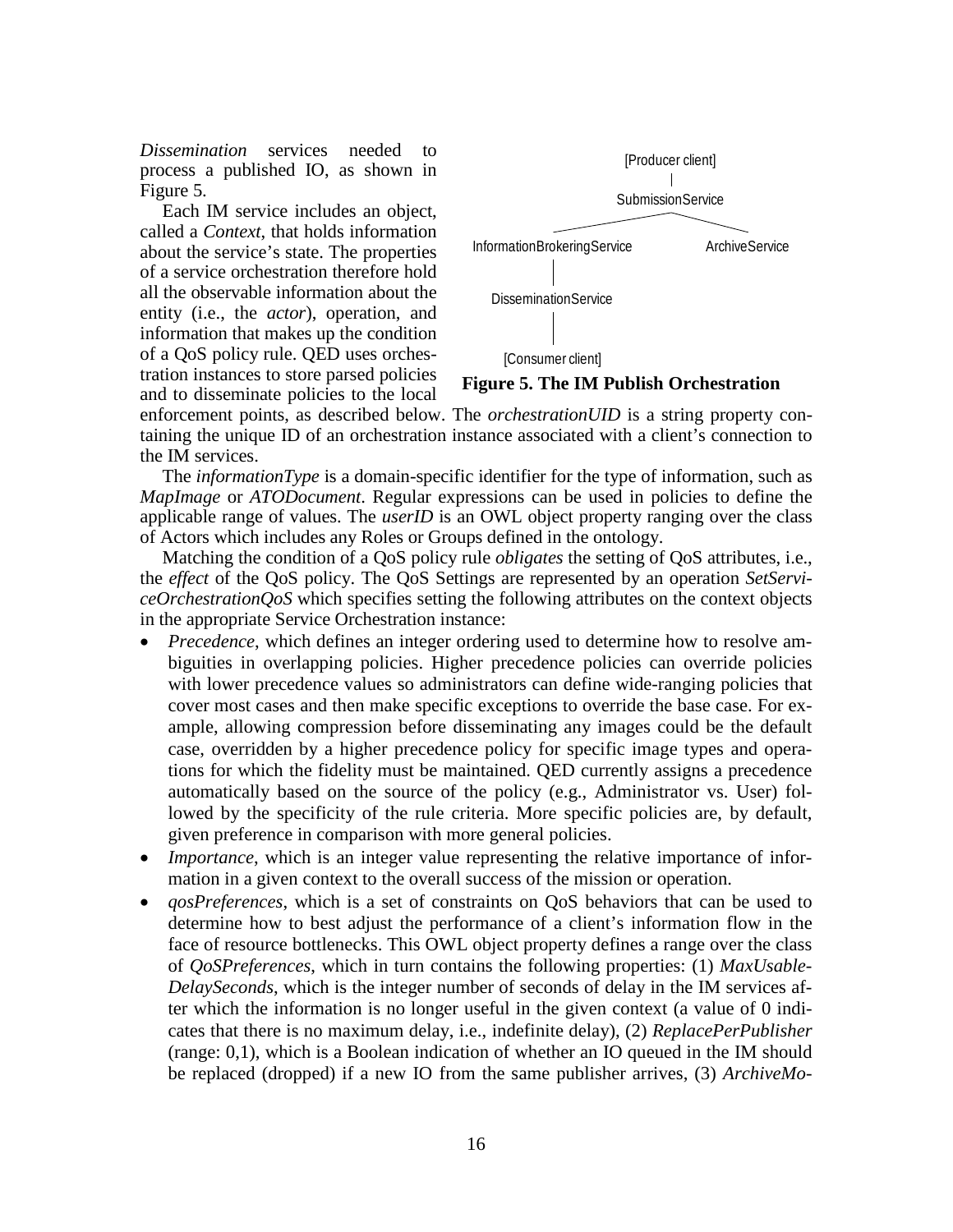*Dissemination* services needed to process a published IO, as shown in Figure 5.

Each IM service includes an object, called a *Context*, that holds information about the service's state. The properties of a service orchestration therefore hold all the observable information about the entity (i.e., the *actor*), operation, and information that makes up the condition of a QoS policy rule. QED uses orchestration instances to store parsed policies and to disseminate policies to the local enforcement points, as described below. The *orchestrationUID* is a string property containing the unique ID of an orchestration instance associated with a client's connection to the IM services.

```
                [Producer client]
                        |
                SubmissionService
               /                 \
InformationBrokeringService    ArchiveService
        |
DisseminationService
        |
  [Consumer client]
```

**Figure 5. The IM Publish Orchestration**

The *informationType* is a domain-specific identifier for the type of information, such as *MapImage* or *ATODocument*. Regular expressions can be used in policies to define the applicable range of values. The *userID* is an OWL object property ranging over the class of Actors which includes any Roles or Groups defined in the ontology.

Matching the condition of a QoS policy rule *obligates* the setting of QoS attributes, i.e., the *effect* of the QoS policy. The QoS Settings are represented by an operation *SetServiceOrchestrationQoS* which specifies setting the following attributes on the context objects in the appropriate Service Orchestration instance:

- *Precedence*, which defines an integer ordering used to determine how to resolve ambiguities in overlapping policies. Higher precedence policies can override policies with lower precedence values so administrators can define wide-ranging policies that cover most cases and then make specific exceptions to override the base case. For example, allowing compression before disseminating any images could be the default case, overridden by a higher precedence policy for specific image types and operations for which the fidelity must be maintained. QED currently assigns a precedence automatically based on the source of the policy (e.g., Administrator vs. User) followed by the specificity of the rule criteria. More specific policies are, by default, given preference in comparison with more general policies.
- *Importance*, which is an integer value representing the relative importance of information in a given context to the overall success of the mission or operation.
- *qosPreferences*, which is a set of constraints on QoS behaviors that can be used to determine how to best adjust the performance of a client's information flow in the face of resource bottlenecks. This OWL object property defines a range over the class of *QoSPreferences*, which in turn contains the following properties: (1) *MaxUsableDelaySeconds*, which is the integer number of seconds of delay in the IM services after which the information is no longer useful in the given context (a value of 0 indicates that there is no maximum delay, i.e., indefinite delay), (2) *ReplacePerPublisher* (range: 0,1), which is a Boolean indication of whether an IO queued in the IM should be replaced (dropped) if a new IO from the same publisher arrives, (3) *ArchiveMo-*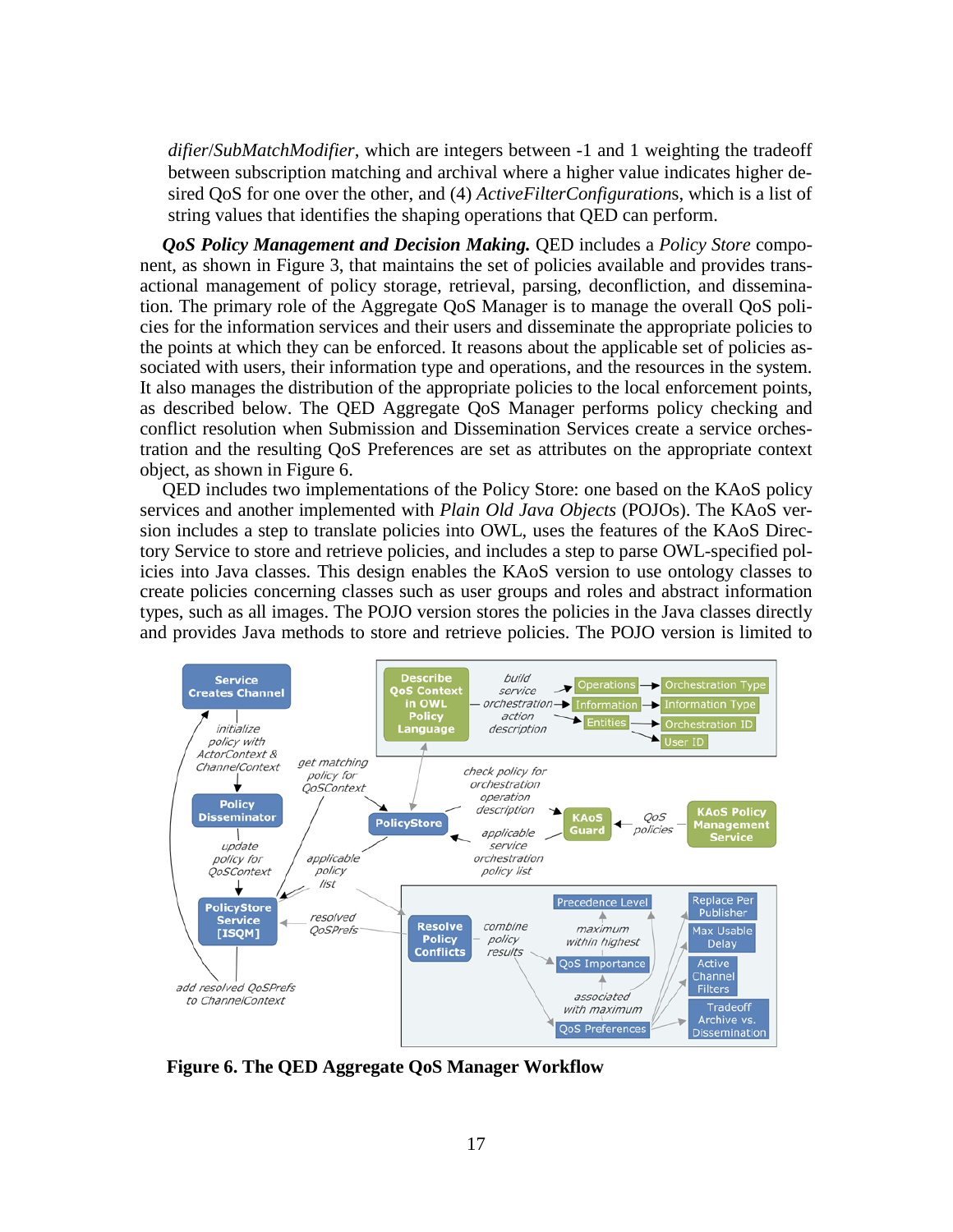*difier*/*SubMatchModifier*, which are integers between -1 and 1 weighting the tradeoff between subscription matching and archival where a higher value indicates higher desired QoS for one over the other, and (4) *ActiveFilterConfiguration*s, which is a list of string values that identifies the shaping operations that QED can perform.

***QoS Policy Management and Decision Making.*** QED includes a *Policy Store* component, as shown in Figure 3, that maintains the set of policies available and provides transactional management of policy storage, retrieval, parsing, deconfliction, and dissemination. The primary role of the Aggregate QoS Manager is to manage the overall QoS policies for the information services and their users and disseminate the appropriate policies to the points at which they can be enforced. It reasons about the applicable set of policies associated with users, their information type and operations, and the resources in the system. It also manages the distribution of the appropriate policies to the local enforcement points, as described below. The QED Aggregate QoS Manager performs policy checking and conflict resolution when Submission and Dissemination Services create a service orchestration and the resulting QoS Preferences are set as attributes on the appropriate context object, as shown in Figure 6.

QED includes two implementations of the Policy Store: one based on the KAoS policy services and another implemented with *Plain Old Java Objects* (POJOs). The KAoS version includes a step to translate policies into OWL, uses the features of the KAoS Directory Service to store and retrieve policies, and includes a step to parse OWL-specified policies into Java classes. This design enables the KAoS version to use ontology classes to create policies concerning classes such as user groups and roles and abstract information types, such as all images. The POJO version stores the policies in the Java classes directly and provides Java methods to store and retrieve policies. The POJO version is limited to

**Figure 6. The QED Aggregate QoS Manager Workflow**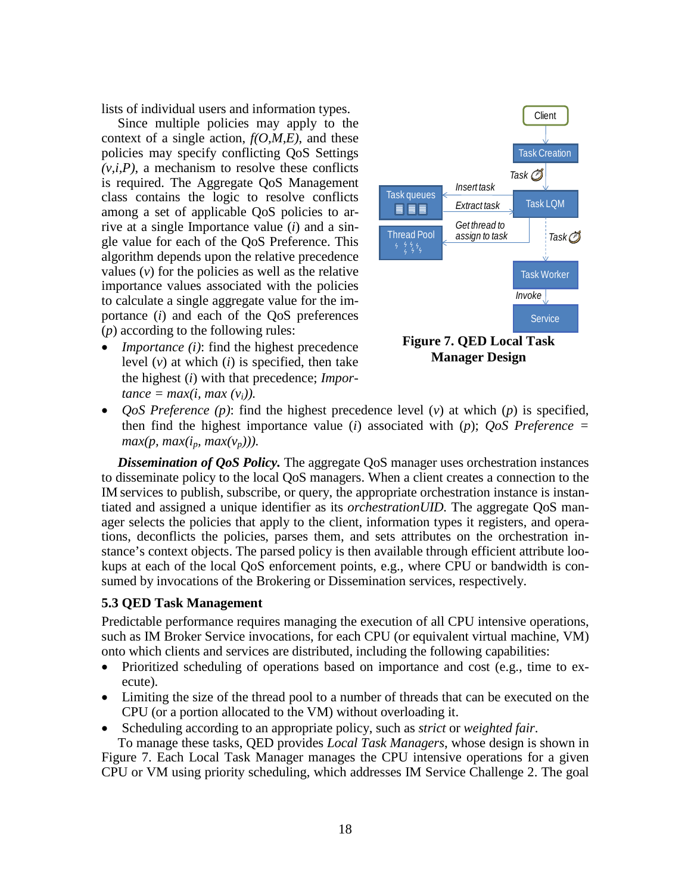lists of individual users and information types.

Since multiple policies may apply to the context of a single action, *f(O,M,E)*, and these policies may specify conflicting QoS Settings *(v,i,P)*, a mechanism to resolve these conflicts is required. The Aggregate QoS Management class contains the logic to resolve conflicts among a set of applicable QoS policies to arrive at a single Importance value (*i*) and a single value for each of the QoS Preference. This algorithm depends upon the relative precedence values (*v*) for the policies as well as the relative importance values associated with the policies to calculate a single aggregate value for the importance (*i*) and each of the QoS preferences (*p*) according to the following rules:

- *Importance (i)*: find the highest precedence level (*v*) at which (*i*) is specified, then take the highest (*i*) with that precedence; *Importance* = $max(i, max\ (v_i))$.
- *QoS Preference (p)*: find the highest precedence level (*v*) at which (*p*) is specified, then find the highest importance value (*i*) associated with (*p*); *QoS Preference* = $max(p, max(i_p, max(v_p)))$.

**Figure 7. QED Local Task Manager Design**

***Dissemination of QoS Policy.*** The aggregate QoS manager uses orchestration instances to disseminate policy to the local QoS managers. When a client creates a connection to the IM services to publish, subscribe, or query, the appropriate orchestration instance is instantiated and assigned a unique identifier as its *orchestrationUID.* The aggregate QoS manager selects the policies that apply to the client, information types it registers, and operations, deconflicts the policies, parses them, and sets attributes on the orchestration instance's context objects. The parsed policy is then available through efficient attribute lookups at each of the local QoS enforcement points, e.g., where CPU or bandwidth is consumed by invocations of the Brokering or Dissemination services, respectively.

### 5.3 QED Task Management

Predictable performance requires managing the execution of all CPU intensive operations, such as IM Broker Service invocations, for each CPU (or equivalent virtual machine, VM) onto which clients and services are distributed, including the following capabilities:

- Prioritized scheduling of operations based on importance and cost (e.g., time to execute).
- Limiting the size of the thread pool to a number of threads that can be executed on the CPU (or a portion allocated to the VM) without overloading it.
- Scheduling according to an appropriate policy, such as *strict* or *weighted fair*.

To manage these tasks, QED provides *Local Task Managers*, whose design is shown in Figure 7. Each Local Task Manager manages the CPU intensive operations for a given CPU or VM using priority scheduling, which addresses IM Service Challenge 2. The goal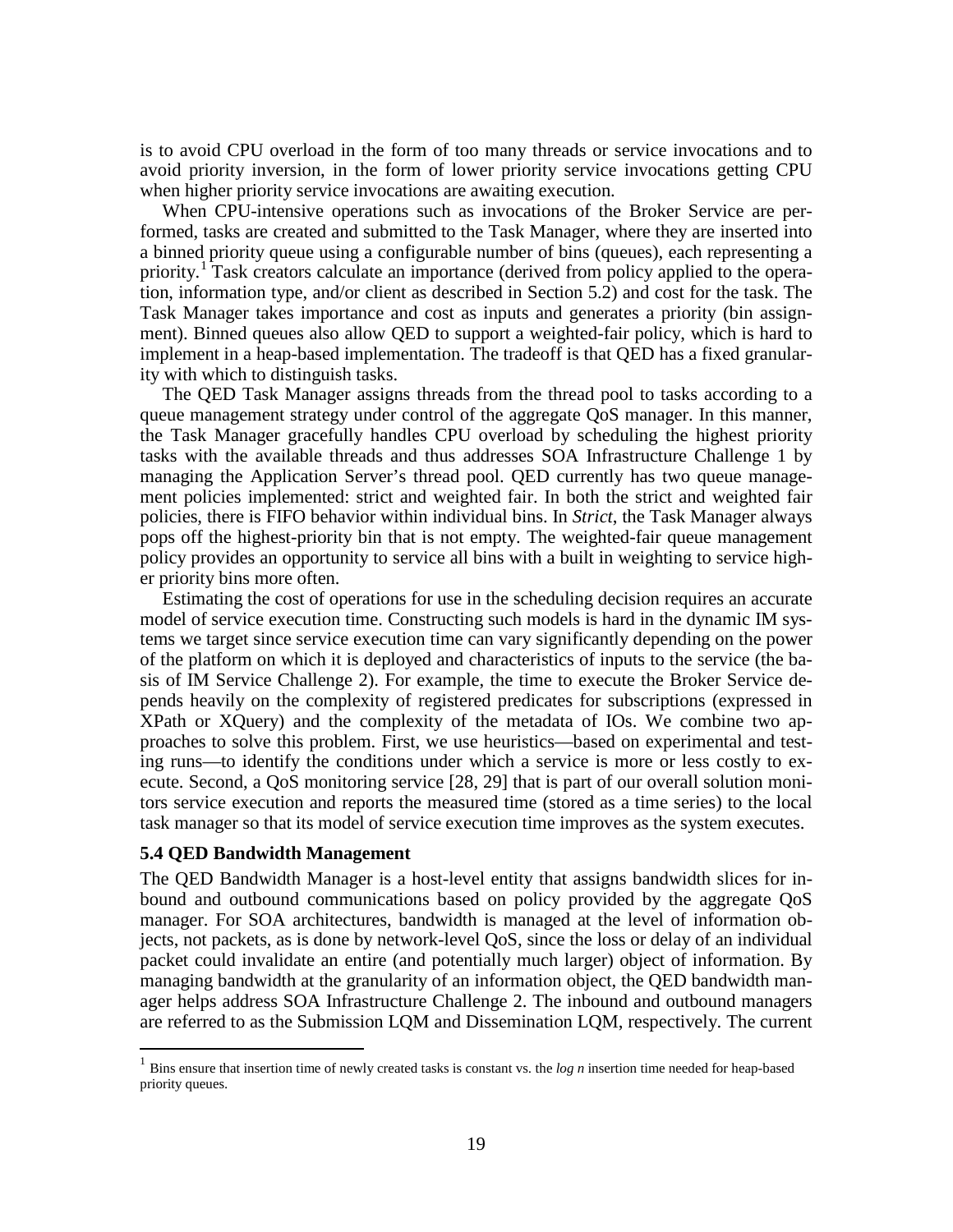is to avoid CPU overload in the form of too many threads or service invocations and to avoid priority inversion, in the form of lower priority service invocations getting CPU when higher priority service invocations are awaiting execution.

When CPU-intensive operations such as invocations of the Broker Service are performed, tasks are created and submitted to the Task Manager, where they are inserted into a binned priority queue using a configurable number of bins (queues), each representing a priority.[1] Task creators calculate an importance (derived from policy applied to the operation, information type, and/or client as described in Section 5.2) and cost for the task. The Task Manager takes importance and cost as inputs and generates a priority (bin assignment). Binned queues also allow QED to support a weighted-fair policy, which is hard to implement in a heap-based implementation. The tradeoff is that QED has a fixed granularity with which to distinguish tasks.

The QED Task Manager assigns threads from the thread pool to tasks according to a queue management strategy under control of the aggregate QoS manager. In this manner, the Task Manager gracefully handles CPU overload by scheduling the highest priority tasks with the available threads and thus addresses SOA Infrastructure Challenge 1 by managing the Application Server's thread pool. QED currently has two queue management policies implemented: strict and weighted fair. In both the strict and weighted fair policies, there is FIFO behavior within individual bins. In *Strict*, the Task Manager always pops off the highest-priority bin that is not empty. The weighted-fair queue management policy provides an opportunity to service all bins with a built in weighting to service higher priority bins more often.

Estimating the cost of operations for use in the scheduling decision requires an accurate model of service execution time. Constructing such models is hard in the dynamic IM systems we target since service execution time can vary significantly depending on the power of the platform on which it is deployed and characteristics of inputs to the service (the basis of IM Service Challenge 2). For example, the time to execute the Broker Service depends heavily on the complexity of registered predicates for subscriptions (expressed in XPath or XQuery) and the complexity of the metadata of IOs. We combine two approaches to solve this problem. First, we use heuristics—based on experimental and testing runs—to identify the conditions under which a service is more or less costly to execute. Second, a QoS monitoring service [28, 29] that is part of our overall solution monitors service execution and reports the measured time (stored as a time series) to the local task manager so that its model of service execution time improves as the system executes.

### 5.4 QED Bandwidth Management

The QED Bandwidth Manager is a host-level entity that assigns bandwidth slices for inbound and outbound communications based on policy provided by the aggregate QoS manager. For SOA architectures, bandwidth is managed at the level of information objects, not packets, as is done by network-level QoS, since the loss or delay of an individual packet could invalidate an entire (and potentially much larger) object of information. By managing bandwidth at the granularity of an information object, the QED bandwidth manager helps address SOA Infrastructure Challenge 2. The inbound and outbound managers are referred to as the Submission LQM and Dissemination LQM, respectively. The current

---

[1] Bins ensure that insertion time of newly created tasks is constant vs. the *log n* insertion time needed for heap-based priority queues.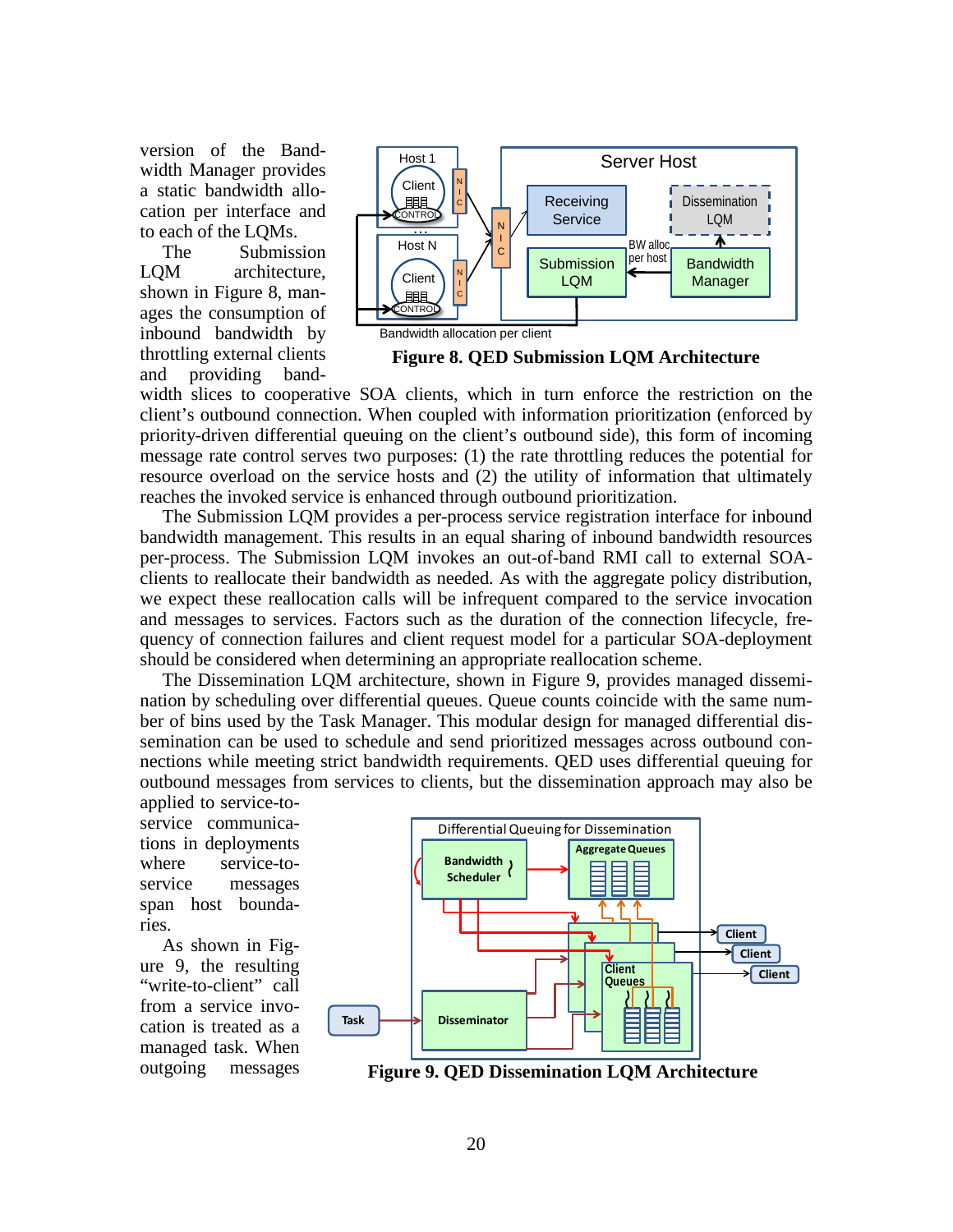version of the Bandwidth Manager provides a static bandwidth allocation per interface and to each of the LQMs.

The Submission LQM architecture, shown in Figure 8, manages the consumption of inbound bandwidth by throttling external clients and providing bandwidth slices to cooperative SOA clients, which in turn enforce the restriction on the client's outbound connection. When coupled with information prioritization (enforced by priority-driven differential queuing on the client's outbound side), this form of incoming message rate control serves two purposes: (1) the rate throttling reduces the potential for resource overload on the service hosts and (2) the utility of information that ultimately reaches the invoked service is enhanced through outbound prioritization.

**Figure 8. QED Submission LQM Architecture**

The Submission LQM provides a per-process service registration interface for inbound bandwidth management. This results in an equal sharing of inbound bandwidth resources per-process. The Submission LQM invokes an out-of-band RMI call to external SOA-clients to reallocate their bandwidth as needed. As with the aggregate policy distribution, we expect these reallocation calls will be infrequent compared to the service invocation and messages to services. Factors such as the duration of the connection lifecycle, frequency of connection failures and client request model for a particular SOA-deployment should be considered when determining an appropriate reallocation scheme.

The Dissemination LQM architecture, shown in Figure 9, provides managed dissemination by scheduling over differential queues. Queue counts coincide with the same number of bins used by the Task Manager. This modular design for managed differential dissemination can be used to schedule and send prioritized messages across outbound connections while meeting strict bandwidth requirements. QED uses differential queuing for outbound messages from services to clients, but the dissemination approach may also be applied to service-to-service communications in deployments where service-to-service messages span host boundaries.

As shown in Figure 9, the resulting "write-to-client" call from a service invocation is treated as a managed task. When outgoing messages

**Figure 9. QED Dissemination LQM Architecture**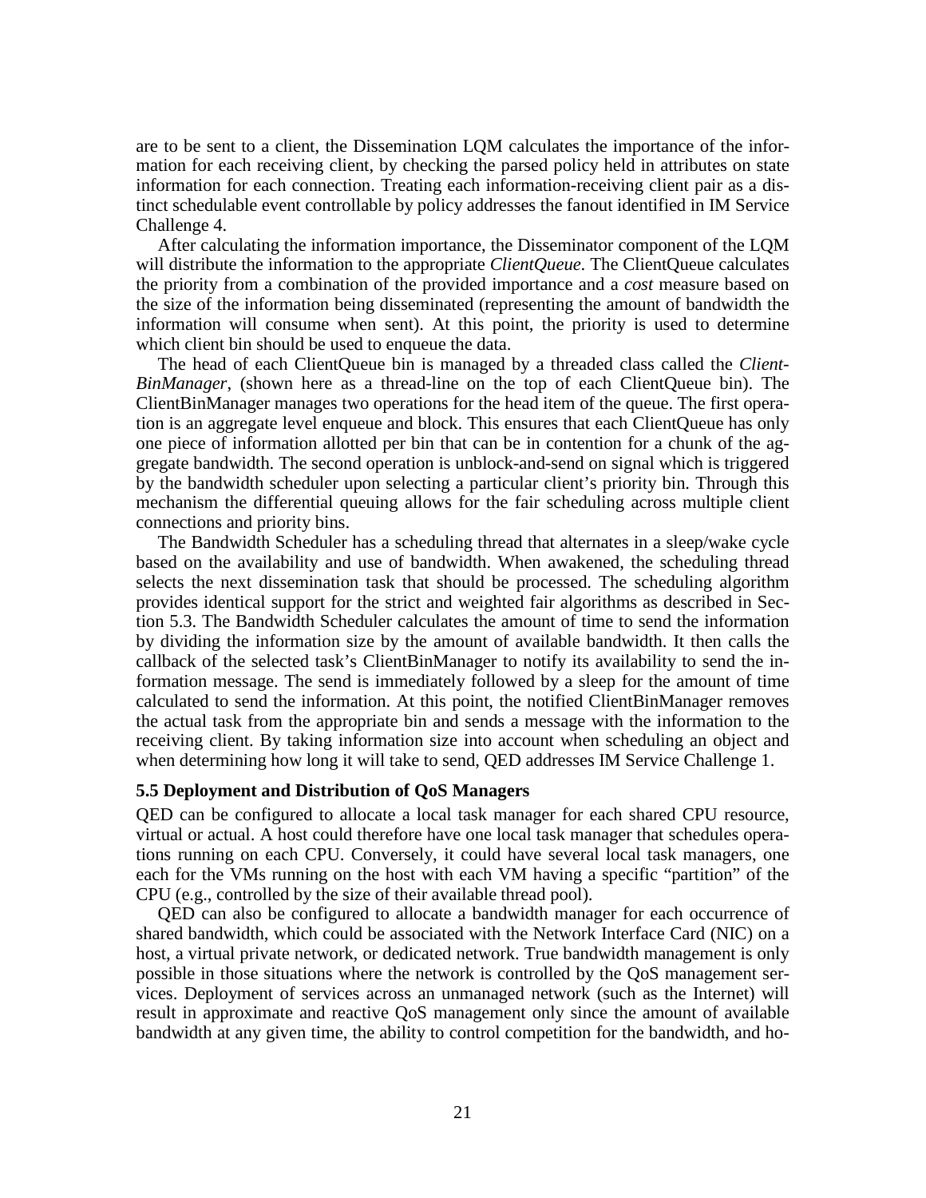are to be sent to a client, the Dissemination LQM calculates the importance of the information for each receiving client, by checking the parsed policy held in attributes on state information for each connection. Treating each information-receiving client pair as a distinct schedulable event controllable by policy addresses the fanout identified in IM Service Challenge 4.

After calculating the information importance, the Disseminator component of the LQM will distribute the information to the appropriate *ClientQueue*. The ClientQueue calculates the priority from a combination of the provided importance and a *cost* measure based on the size of the information being disseminated (representing the amount of bandwidth the information will consume when sent). At this point, the priority is used to determine which client bin should be used to enqueue the data.

The head of each ClientQueue bin is managed by a threaded class called the *ClientBinManager*, (shown here as a thread-line on the top of each ClientQueue bin). The ClientBinManager manages two operations for the head item of the queue. The first operation is an aggregate level enqueue and block. This ensures that each ClientQueue has only one piece of information allotted per bin that can be in contention for a chunk of the aggregate bandwidth. The second operation is unblock-and-send on signal which is triggered by the bandwidth scheduler upon selecting a particular client's priority bin. Through this mechanism the differential queuing allows for the fair scheduling across multiple client connections and priority bins.

The Bandwidth Scheduler has a scheduling thread that alternates in a sleep/wake cycle based on the availability and use of bandwidth. When awakened, the scheduling thread selects the next dissemination task that should be processed. The scheduling algorithm provides identical support for the strict and weighted fair algorithms as described in Section 5.3. The Bandwidth Scheduler calculates the amount of time to send the information by dividing the information size by the amount of available bandwidth. It then calls the callback of the selected task's ClientBinManager to notify its availability to send the information message. The send is immediately followed by a sleep for the amount of time calculated to send the information. At this point, the notified ClientBinManager removes the actual task from the appropriate bin and sends a message with the information to the receiving client. By taking information size into account when scheduling an object and when determining how long it will take to send, QED addresses IM Service Challenge 1.

### 5.5 Deployment and Distribution of QoS Managers

QED can be configured to allocate a local task manager for each shared CPU resource, virtual or actual. A host could therefore have one local task manager that schedules operations running on each CPU. Conversely, it could have several local task managers, one each for the VMs running on the host with each VM having a specific "partition" of the CPU (e.g., controlled by the size of their available thread pool).

QED can also be configured to allocate a bandwidth manager for each occurrence of shared bandwidth, which could be associated with the Network Interface Card (NIC) on a host, a virtual private network, or dedicated network. True bandwidth management is only possible in those situations where the network is controlled by the QoS management services. Deployment of services across an unmanaged network (such as the Internet) will result in approximate and reactive QoS management only since the amount of available bandwidth at any given time, the ability to control competition for the bandwidth, and ho-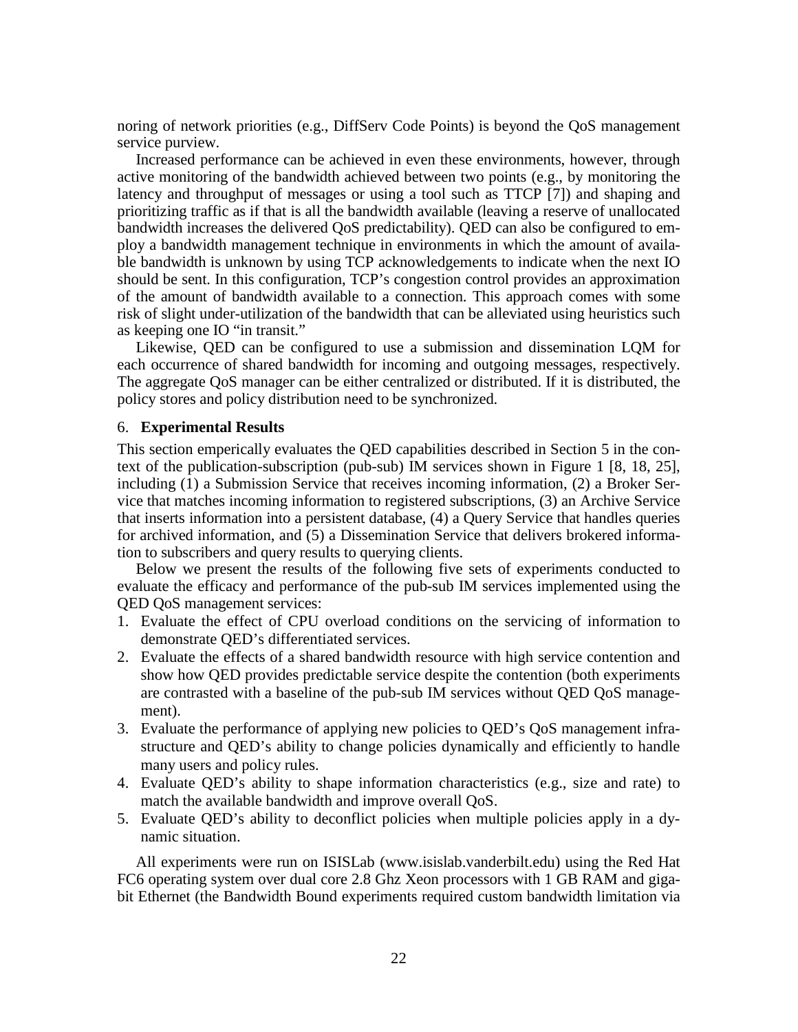noring of network priorities (e.g., DiffServ Code Points) is beyond the QoS management service purview.

Increased performance can be achieved in even these environments, however, through active monitoring of the bandwidth achieved between two points (e.g., by monitoring the latency and throughput of messages or using a tool such as TTCP [7]) and shaping and prioritizing traffic as if that is all the bandwidth available (leaving a reserve of unallocated bandwidth increases the delivered QoS predictability). QED can also be configured to employ a bandwidth management technique in environments in which the amount of available bandwidth is unknown by using TCP acknowledgements to indicate when the next IO should be sent. In this configuration, TCP's congestion control provides an approximation of the amount of bandwidth available to a connection. This approach comes with some risk of slight under-utilization of the bandwidth that can be alleviated using heuristics such as keeping one IO "in transit."

Likewise, QED can be configured to use a submission and dissemination LQM for each occurrence of shared bandwidth for incoming and outgoing messages, respectively. The aggregate QoS manager can be either centralized or distributed. If it is distributed, the policy stores and policy distribution need to be synchronized.

## 6. **Experimental Results**

This section emperically evaluates the QED capabilities described in Section 5 in the context of the publication-subscription (pub-sub) IM services shown in Figure 1 [8, 18, 25], including (1) a Submission Service that receives incoming information, (2) a Broker Service that matches incoming information to registered subscriptions, (3) an Archive Service that inserts information into a persistent database, (4) a Query Service that handles queries for archived information, and (5) a Dissemination Service that delivers brokered information to subscribers and query results to querying clients.

Below we present the results of the following five sets of experiments conducted to evaluate the efficacy and performance of the pub-sub IM services implemented using the QED QoS management services:

1. Evaluate the effect of CPU overload conditions on the servicing of information to demonstrate QED's differentiated services.
2. Evaluate the effects of a shared bandwidth resource with high service contention and show how QED provides predictable service despite the contention (both experiments are contrasted with a baseline of the pub-sub IM services without QED QoS management).
3. Evaluate the performance of applying new policies to QED's QoS management infrastructure and QED's ability to change policies dynamically and efficiently to handle many users and policy rules.
4. Evaluate QED's ability to shape information characteristics (e.g., size and rate) to match the available bandwidth and improve overall QoS.
5. Evaluate QED's ability to deconflict policies when multiple policies apply in a dynamic situation.

All experiments were run on ISISLab (www.isislab.vanderbilt.edu) using the Red Hat FC6 operating system over dual core 2.8 Ghz Xeon processors with 1 GB RAM and gigabit Ethernet (the Bandwidth Bound experiments required custom bandwidth limitation via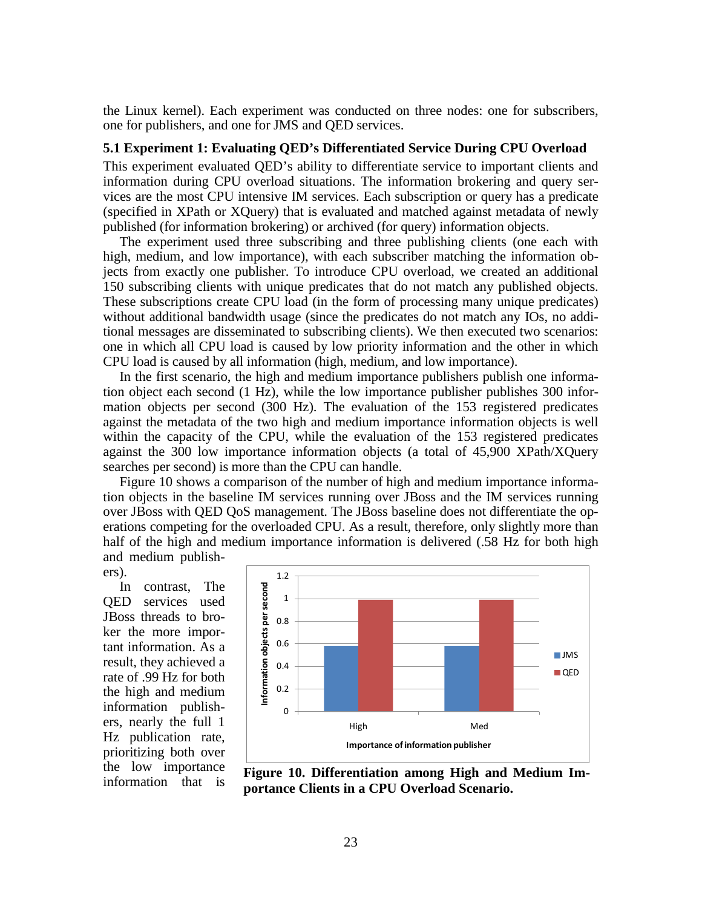the Linux kernel). Each experiment was conducted on three nodes: one for subscribers, one for publishers, and one for JMS and QED services.

### 5.1 Experiment 1: Evaluating QED's Differentiated Service During CPU Overload

This experiment evaluated QED's ability to differentiate service to important clients and information during CPU overload situations. The information brokering and query services are the most CPU intensive IM services. Each subscription or query has a predicate (specified in XPath or XQuery) that is evaluated and matched against metadata of newly published (for information brokering) or archived (for query) information objects.

The experiment used three subscribing and three publishing clients (one each with high, medium, and low importance), with each subscriber matching the information objects from exactly one publisher. To introduce CPU overload, we created an additional 150 subscribing clients with unique predicates that do not match any published objects. These subscriptions create CPU load (in the form of processing many unique predicates) without additional bandwidth usage (since the predicates do not match any IOs, no additional messages are disseminated to subscribing clients). We then executed two scenarios: one in which all CPU load is caused by low priority information and the other in which CPU load is caused by all information (high, medium, and low importance).

In the first scenario, the high and medium importance publishers publish one information object each second (1 Hz), while the low importance publisher publishes 300 information objects per second (300 Hz). The evaluation of the 153 registered predicates against the metadata of the two high and medium importance information objects is well within the capacity of the CPU, while the evaluation of the 153 registered predicates against the 300 low importance information objects (a total of 45,900 XPath/XQuery searches per second) is more than the CPU can handle.

Figure 10 shows a comparison of the number of high and medium importance information objects in the baseline IM services running over JBoss and the IM services running over JBoss with QED QoS management. The JBoss baseline does not differentiate the operations competing for the overloaded CPU. As a result, therefore, only slightly more than half of the high and medium importance information is delivered (.58 Hz for both high and medium publishers).

In contrast, The QED services used JBoss threads to broker the more important information. As a result, they achieved a rate of .99 Hz for both the high and medium information publishers, nearly the full 1 Hz publication rate, prioritizing both over the low importance information that is

**Figure 10. Differentiation among High and Medium Importance Clients in a CPU Overload Scenario.**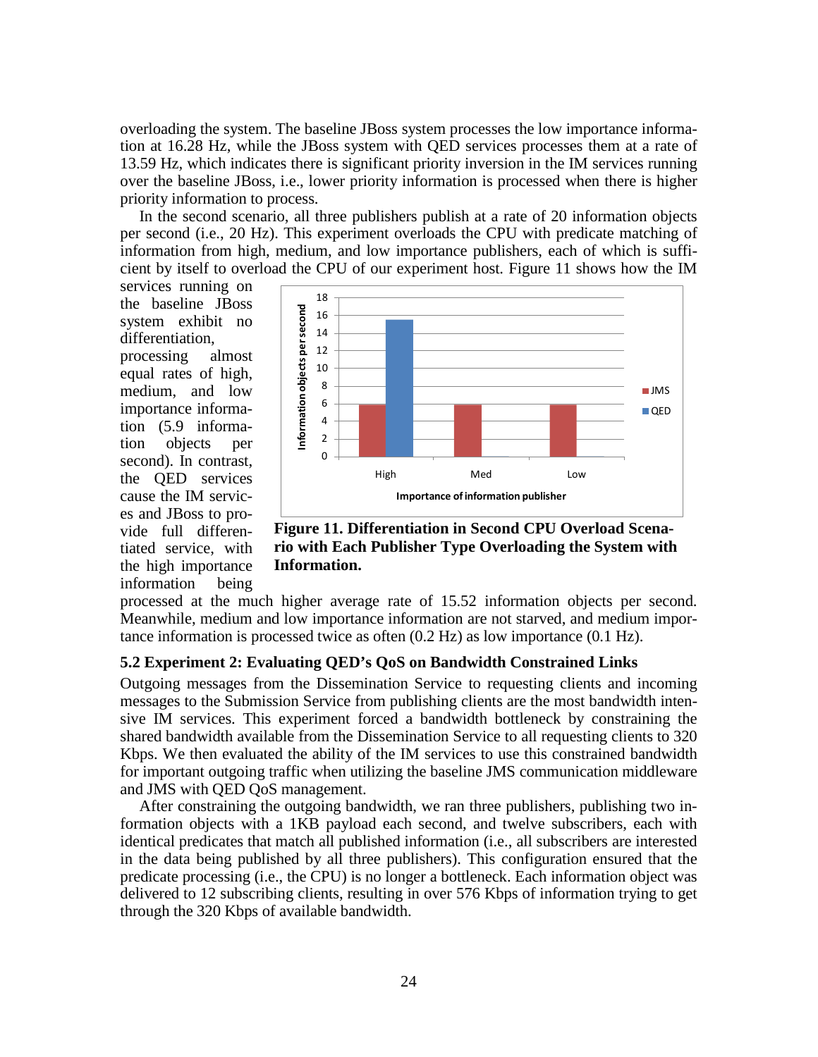overloading the system. The baseline JBoss system processes the low importance information at 16.28 Hz, while the JBoss system with QED services processes them at a rate of 13.59 Hz, which indicates there is significant priority inversion in the IM services running over the baseline JBoss, i.e., lower priority information is processed when there is higher priority information to process.

In the second scenario, all three publishers publish at a rate of 20 information objects per second (i.e., 20 Hz). This experiment overloads the CPU with predicate matching of information from high, medium, and low importance publishers, each of which is sufficient by itself to overload the CPU of our experiment host. Figure 11 shows how the IM services running on the baseline JBoss system exhibit no differentiation, processing almost equal rates of high, medium, and low importance information (5.9 information objects per second). In contrast, the QED services cause the IM services and JBoss to provide full differentiated service, with the high importance information being processed at the much higher average rate of 15.52 information objects per second. Meanwhile, medium and low importance information are not starved, and medium importance information is processed twice as often (0.2 Hz) as low importance (0.1 Hz).

**Figure 11. Differentiation in Second CPU Overload Scenario with Each Publisher Type Overloading the System with Information.**

### 5.2 Experiment 2: Evaluating QED's QoS on Bandwidth Constrained Links

Outgoing messages from the Dissemination Service to requesting clients and incoming messages to the Submission Service from publishing clients are the most bandwidth intensive IM services. This experiment forced a bandwidth bottleneck by constraining the shared bandwidth available from the Dissemination Service to all requesting clients to 320 Kbps. We then evaluated the ability of the IM services to use this constrained bandwidth for important outgoing traffic when utilizing the baseline JMS communication middleware and JMS with QED QoS management.

After constraining the outgoing bandwidth, we ran three publishers, publishing two information objects with a 1KB payload each second, and twelve subscribers, each with identical predicates that match all published information (i.e., all subscribers are interested in the data being published by all three publishers). This configuration ensured that the predicate processing (i.e., the CPU) is no longer a bottleneck. Each information object was delivered to 12 subscribing clients, resulting in over 576 Kbps of information trying to get through the 320 Kbps of available bandwidth.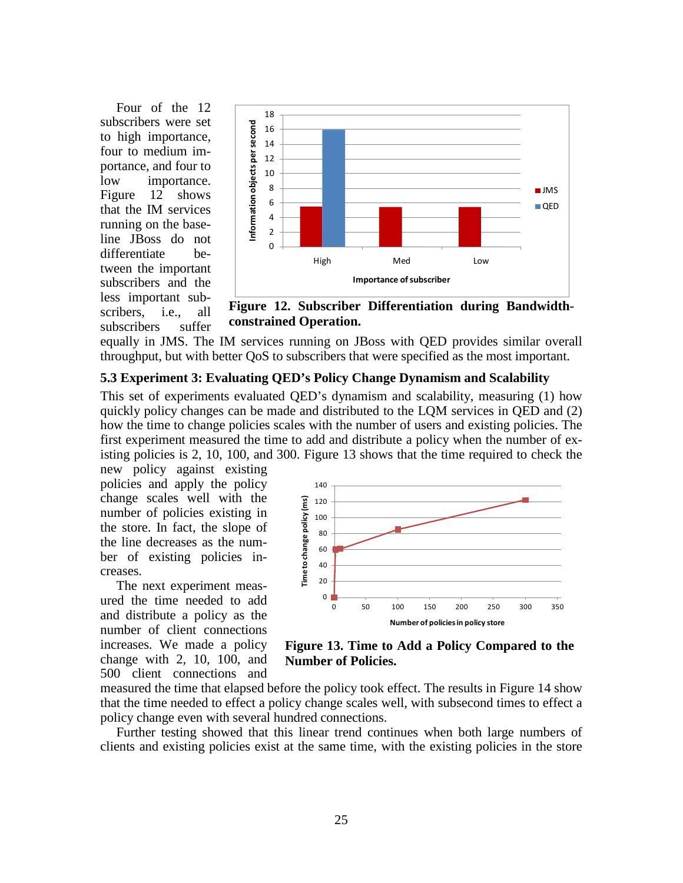Four of the 12 subscribers were set to high importance, four to medium importance, and four to low importance. Figure 12 shows that the IM services running on the baseline JBoss do not differentiate between the important subscribers and the less important subscribers, i.e., all subscribers suffer equally in JMS. The IM services running on JBoss with QED provides similar overall throughput, but with better QoS to subscribers that were specified as the most important.

**Figure 12. Subscriber Differentiation during Bandwidth-constrained Operation.**

### 5.3 Experiment 3: Evaluating QED's Policy Change Dynamism and Scalability

This set of experiments evaluated QED's dynamism and scalability, measuring (1) how quickly policy changes can be made and distributed to the LQM services in QED and (2) how the time to change policies scales with the number of users and existing policies. The first experiment measured the time to add and distribute a policy when the number of existing policies is 2, 10, 100, and 300. Figure 13 shows that the time required to check the new policy against existing policies and apply the policy change scales well with the number of policies existing in the store. In fact, the slope of the line decreases as the number of existing policies increases.

The next experiment measured the time needed to add and distribute a policy as the number of client connections increases. We made a policy change with 2, 10, 100, and 500 client connections and measured the time that elapsed before the policy took effect. The results in Figure 14 show that the time needed to effect a policy change scales well, with subsecond times to effect a policy change even with several hundred connections.

**Figure 13. Time to Add a Policy Compared to the Number of Policies.**

Further testing showed that this linear trend continues when both large numbers of clients and existing policies exist at the same time, with the existing policies in the store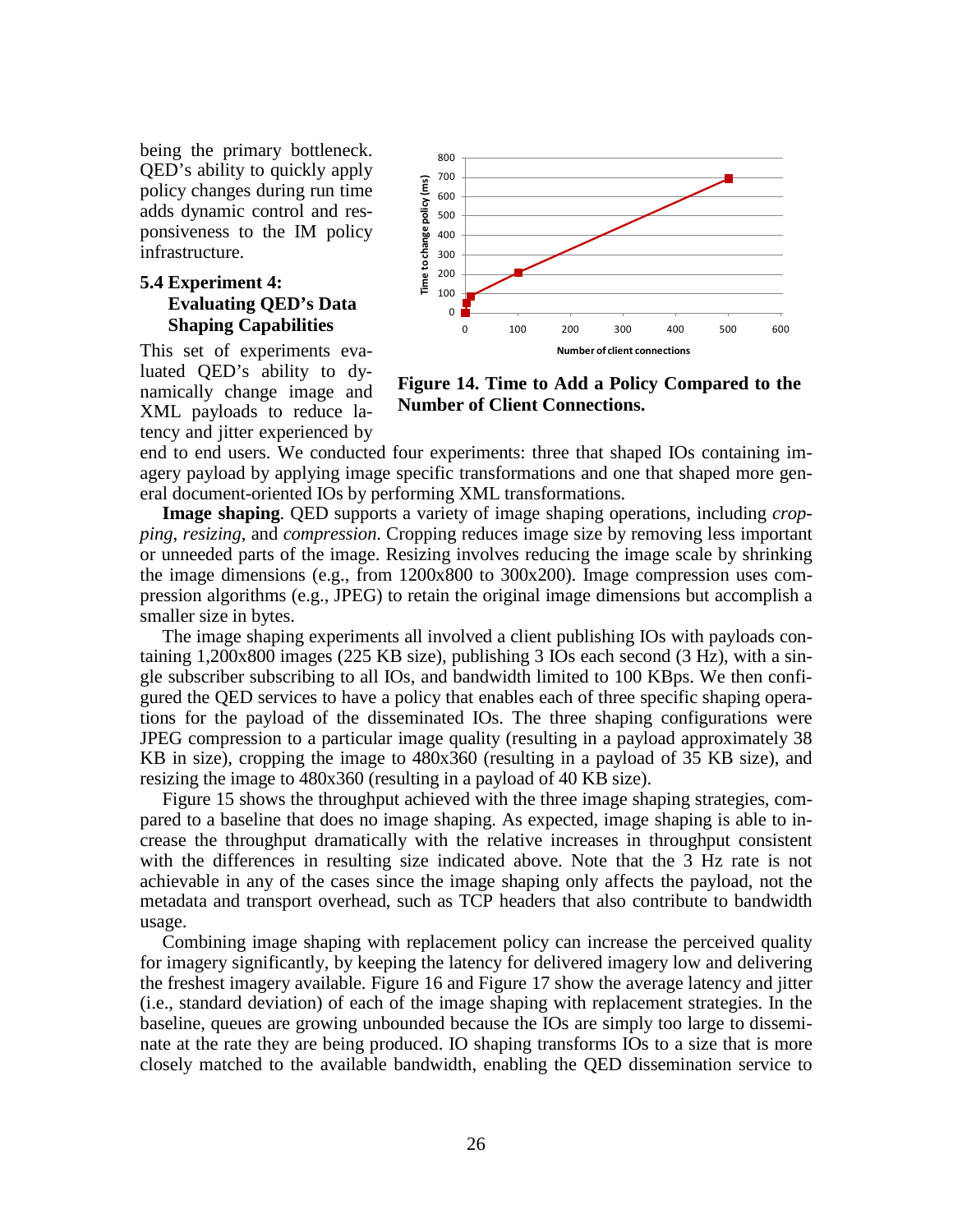being the primary bottleneck. QED's ability to quickly apply policy changes during run time adds dynamic control and responsiveness to the IM policy infrastructure.

### 5.4 Experiment 4: Evaluating QED's Data Shaping Capabilities

This set of experiments evaluated QED's ability to dynamically change image and XML payloads to reduce latency and jitter experienced by end to end users. We conducted four experiments: three that shaped IOs containing imagery payload by applying image specific transformations and one that shaped more general document-oriented IOs by performing XML transformations.

**Figure 14. Time to Add a Policy Compared to the Number of Client Connections.**

**Image shaping**. QED supports a variety of image shaping operations, including *cropping*, *resizing*, and *compression*. Cropping reduces image size by removing less important or unneeded parts of the image. Resizing involves reducing the image scale by shrinking the image dimensions (e.g., from 1200x800 to 300x200). Image compression uses compression algorithms (e.g., JPEG) to retain the original image dimensions but accomplish a smaller size in bytes.

The image shaping experiments all involved a client publishing IOs with payloads containing 1,200x800 images (225 KB size), publishing 3 IOs each second (3 Hz), with a single subscriber subscribing to all IOs, and bandwidth limited to 100 KBps. We then configured the QED services to have a policy that enables each of three specific shaping operations for the payload of the disseminated IOs. The three shaping configurations were JPEG compression to a particular image quality (resulting in a payload approximately 38 KB in size), cropping the image to 480x360 (resulting in a payload of 35 KB size), and resizing the image to 480x360 (resulting in a payload of 40 KB size).

Figure 15 shows the throughput achieved with the three image shaping strategies, compared to a baseline that does no image shaping. As expected, image shaping is able to increase the throughput dramatically with the relative increases in throughput consistent with the differences in resulting size indicated above. Note that the 3 Hz rate is not achievable in any of the cases since the image shaping only affects the payload, not the metadata and transport overhead, such as TCP headers that also contribute to bandwidth usage.

Combining image shaping with replacement policy can increase the perceived quality for imagery significantly, by keeping the latency for delivered imagery low and delivering the freshest imagery available. Figure 16 and Figure 17 show the average latency and jitter (i.e., standard deviation) of each of the image shaping with replacement strategies. In the baseline, queues are growing unbounded because the IOs are simply too large to disseminate at the rate they are being produced. IO shaping transforms IOs to a size that is more closely matched to the available bandwidth, enabling the QED dissemination service to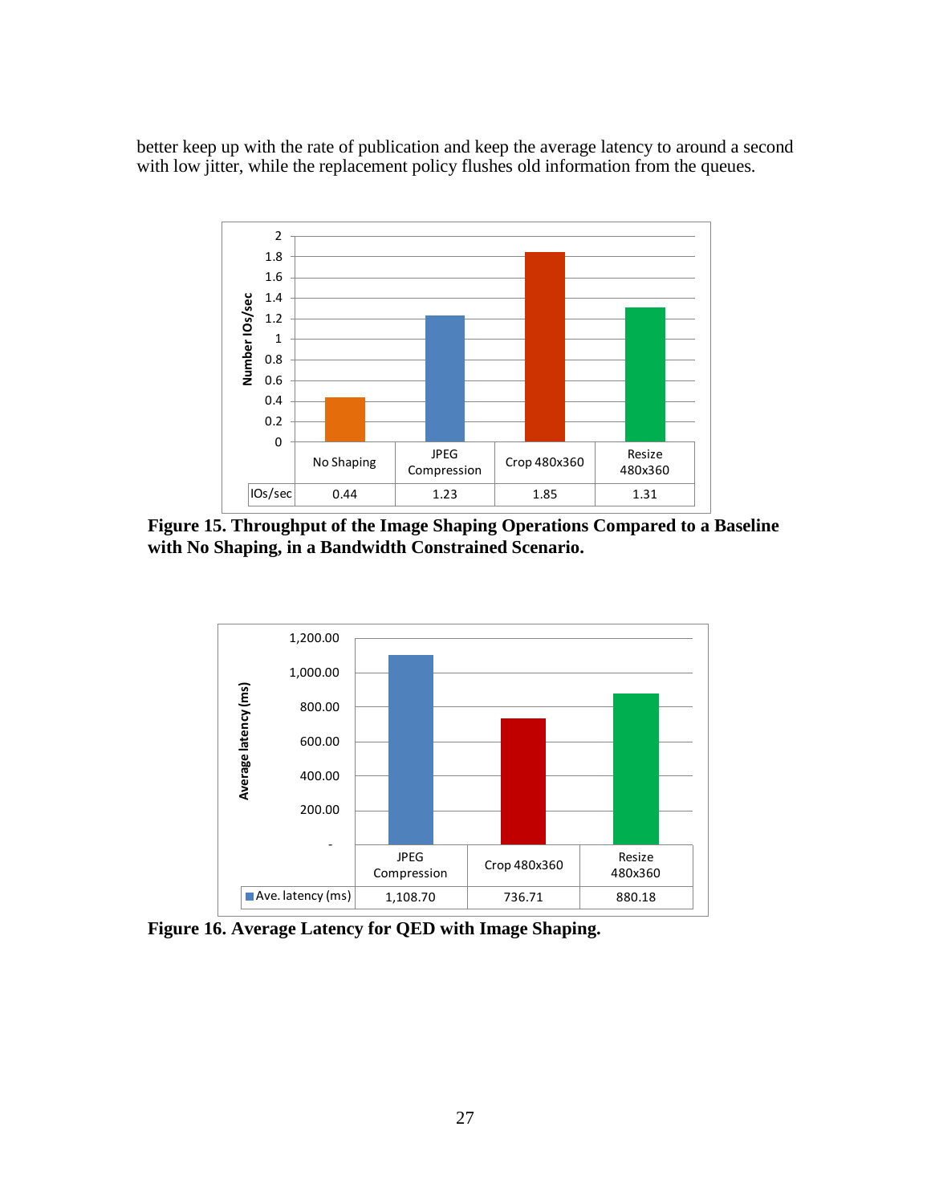better keep up with the rate of publication and keep the average latency to around a second with low jitter, while the replacement policy flushes old information from the queues.

| | No Shaping | JPEG Compression | Crop 480x360 | Resize 480x360 |
|---|---|---|---|---|
| IOs/sec | 0.44 | 1.23 | 1.85 | 1.31 |

**Figure 15. Throughput of the Image Shaping Operations Compared to a Baseline with No Shaping, in a Bandwidth Constrained Scenario.**

| | JPEG Compression | Crop 480x360 | Resize 480x360 |
|---|---|---|---|
| Ave. latency (ms) | 1,108.70 | 736.71 | 880.18 |

**Figure 16. Average Latency for QED with Image Shaping.**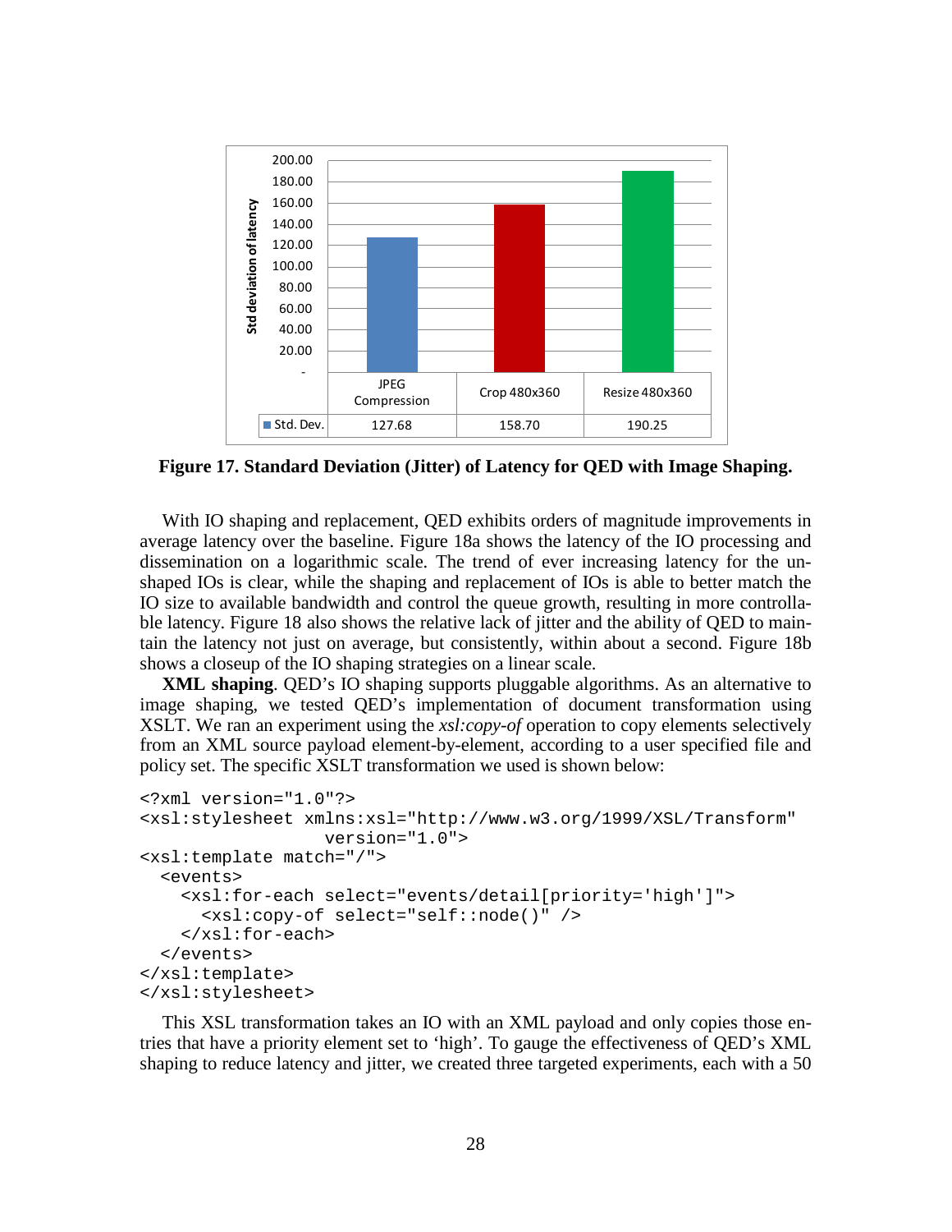| | JPEG Compression | Crop 480x360 | Resize 480x360 |
|---|---|---|---|
| Std. Dev. | 127.68 | 158.70 | 190.25 |

**Figure 17. Standard Deviation (Jitter) of Latency for QED with Image Shaping.**

With IO shaping and replacement, QED exhibits orders of magnitude improvements in average latency over the baseline. Figure 18a shows the latency of the IO processing and dissemination on a logarithmic scale. The trend of ever increasing latency for the unshaped IOs is clear, while the shaping and replacement of IOs is able to better match the IO size to available bandwidth and control the queue growth, resulting in more controllable latency. Figure 18 also shows the relative lack of jitter and the ability of QED to maintain the latency not just on average, but consistently, within about a second. Figure 18b shows a closeup of the IO shaping strategies on a linear scale.

**XML shaping**. QED's IO shaping supports pluggable algorithms. As an alternative to image shaping, we tested QED's implementation of document transformation using XSLT. We ran an experiment using the *xsl:copy-of* operation to copy elements selectively from an XML source payload element-by-element, according to a user specified file and policy set. The specific XSLT transformation we used is shown below:

```
<?xml version="1.0"?>
<xsl:stylesheet xmlns:xsl="http://www.w3.org/1999/XSL/Transform"
                  version="1.0">
<xsl:template match="/">
  <events>
    <xsl:for-each select="events/detail[priority='high']">
      <xsl:copy-of select="self::node()" />
    </xsl:for-each>
  </events>
</xsl:template>
</xsl:stylesheet>
```

This XSL transformation takes an IO with an XML payload and only copies those entries that have a priority element set to 'high'. To gauge the effectiveness of QED's XML shaping to reduce latency and jitter, we created three targeted experiments, each with a 50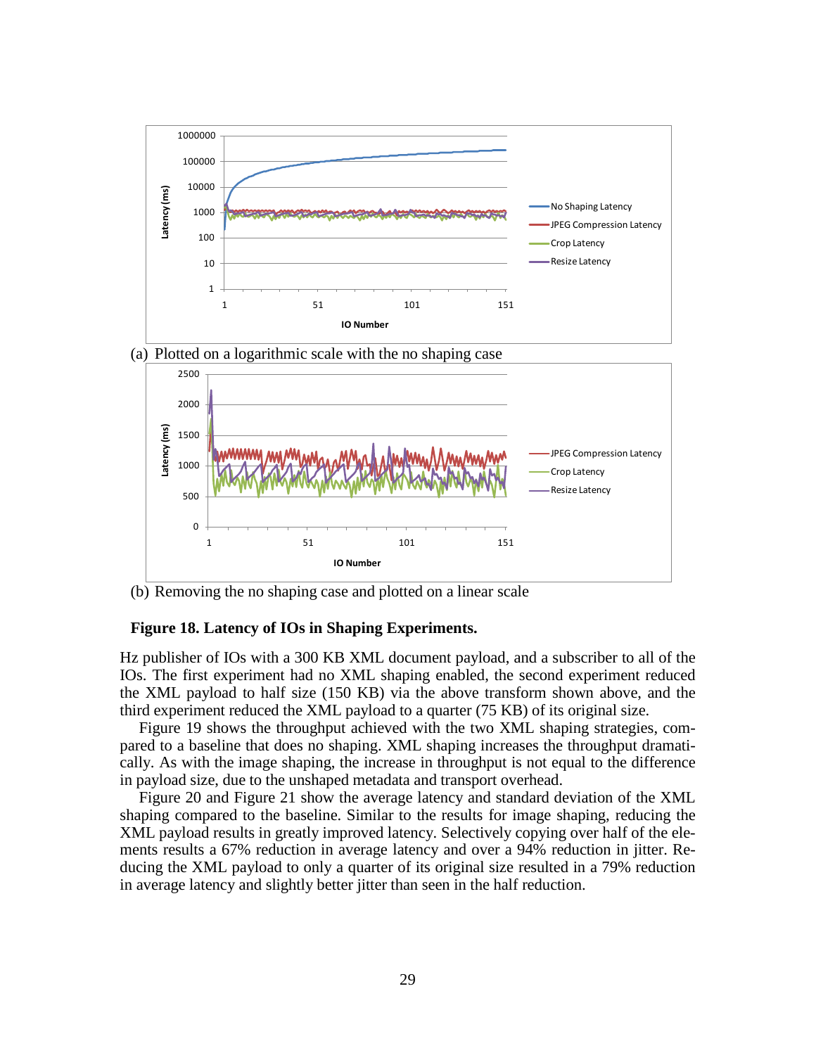(a) Plotted on a logarithmic scale with the no shaping case

(b) Removing the no shaping case and plotted on a linear scale

**Figure 18. Latency of IOs in Shaping Experiments.**

Hz publisher of IOs with a 300 KB XML document payload, and a subscriber to all of the IOs. The first experiment had no XML shaping enabled, the second experiment reduced the XML payload to half size (150 KB) via the above transform shown above, and the third experiment reduced the XML payload to a quarter (75 KB) of its original size.

Figure 19 shows the throughput achieved with the two XML shaping strategies, compared to a baseline that does no shaping. XML shaping increases the throughput dramatically. As with the image shaping, the increase in throughput is not equal to the difference in payload size, due to the unshaped metadata and transport overhead.

Figure 20 and Figure 21 show the average latency and standard deviation of the XML shaping compared to the baseline. Similar to the results for image shaping, reducing the XML payload results in greatly improved latency. Selectively copying over half of the elements results a 67% reduction in average latency and over a 94% reduction in jitter. Reducing the XML payload to only a quarter of its original size resulted in a 79% reduction in average latency and slightly better jitter than seen in the half reduction.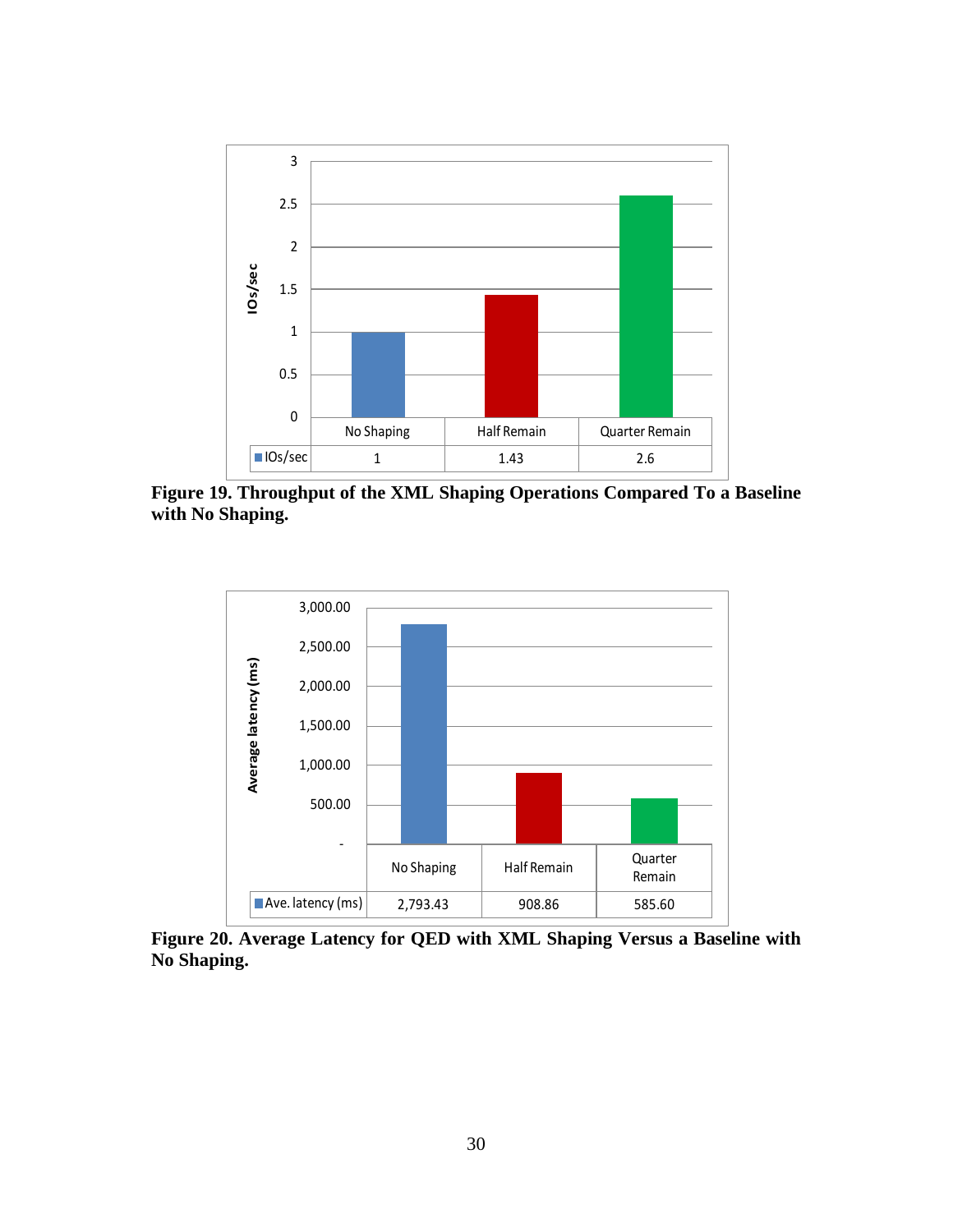| | No Shaping | Half Remain | Quarter Remain |
|---|---|---|---|
| IOs/sec | 1 | 1.43 | 2.6 |

**Figure 19. Throughput of the XML Shaping Operations Compared To a Baseline with No Shaping.**

| | No Shaping | Half Remain | Quarter Remain |
|---|---|---|---|
| Ave. latency (ms) | 2,793.43 | 908.86 | 585.60 |

**Figure 20. Average Latency for QED with XML Shaping Versus a Baseline with No Shaping.**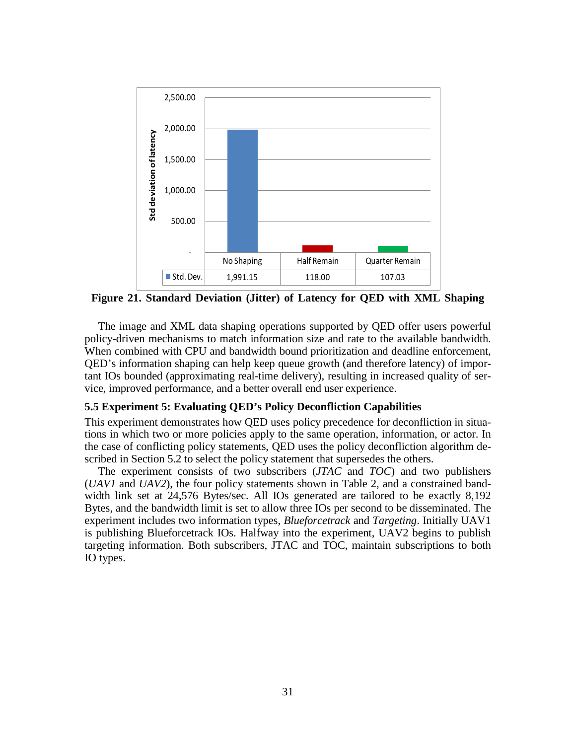| | No Shaping | Half Remain | Quarter Remain |
|---|---|---|---|
| Std. Dev. | 1,991.15 | 118.00 | 107.03 |

**Figure 21. Standard Deviation (Jitter) of Latency for QED with XML Shaping**

The image and XML data shaping operations supported by QED offer users powerful policy-driven mechanisms to match information size and rate to the available bandwidth. When combined with CPU and bandwidth bound prioritization and deadline enforcement, QED's information shaping can help keep queue growth (and therefore latency) of important IOs bounded (approximating real-time delivery), resulting in increased quality of service, improved performance, and a better overall end user experience.

### 5.5 Experiment 5: Evaluating QED's Policy Deconfliction Capabilities

This experiment demonstrates how QED uses policy precedence for deconfliction in situations in which two or more policies apply to the same operation, information, or actor. In the case of conflicting policy statements, QED uses the policy deconfliction algorithm described in Section 5.2 to select the policy statement that supersedes the others.

The experiment consists of two subscribers (*JTAC* and *TOC*) and two publishers (*UAV1* and *UAV2*), the four policy statements shown in Table 2, and a constrained bandwidth link set at 24,576 Bytes/sec. All IOs generated are tailored to be exactly 8,192 Bytes, and the bandwidth limit is set to allow three IOs per second to be disseminated. The experiment includes two information types, *Blueforcetrack* and *Targeting*. Initially UAV1 is publishing Blueforcetrack IOs. Halfway into the experiment, UAV2 begins to publish targeting information. Both subscribers, JTAC and TOC, maintain subscriptions to both IO types.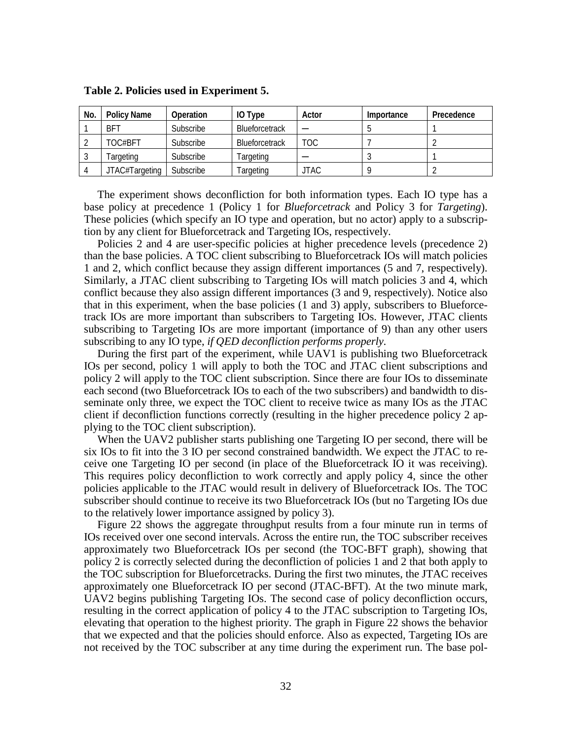**Table 2. Policies used in Experiment 5.**

| No. | Policy Name | Operation | IO Type | Actor | Importance | Precedence |
|---|---|---|---|---|---|---|
| 1 | BFT | Subscribe | Blueforcetrack | — | 5 | 1 |
| 2 | TOC#BFT | Subscribe | Blueforcetrack | TOC | 7 | 2 |
| 3 | Targeting | Subscribe | Targeting | — | 3 | 1 |
| 4 | JTAC#Targeting | Subscribe | Targeting | JTAC | 9 | 2 |

The experiment shows deconfliction for both information types. Each IO type has a base policy at precedence 1 (Policy 1 for *Blueforcetrack* and Policy 3 for *Targeting*). These policies (which specify an IO type and operation, but no actor) apply to a subscription by any client for Blueforcetrack and Targeting IOs, respectively.

Policies 2 and 4 are user-specific policies at higher precedence levels (precedence 2) than the base policies. A TOC client subscribing to Blueforcetrack IOs will match policies 1 and 2, which conflict because they assign different importances (5 and 7, respectively). Similarly, a JTAC client subscribing to Targeting IOs will match policies 3 and 4, which conflict because they also assign different importances (3 and 9, respectively). Notice also that in this experiment, when the base policies (1 and 3) apply, subscribers to Blueforcetrack IOs are more important than subscribers to Targeting IOs. However, JTAC clients subscribing to Targeting IOs are more important (importance of 9) than any other users subscribing to any IO type, *if QED deconfliction performs properly*.

During the first part of the experiment, while UAV1 is publishing two Blueforcetrack IOs per second, policy 1 will apply to both the TOC and JTAC client subscriptions and policy 2 will apply to the TOC client subscription. Since there are four IOs to disseminate each second (two Blueforcetrack IOs to each of the two subscribers) and bandwidth to disseminate only three, we expect the TOC client to receive twice as many IOs as the JTAC client if deconfliction functions correctly (resulting in the higher precedence policy 2 applying to the TOC client subscription).

When the UAV2 publisher starts publishing one Targeting IO per second, there will be six IOs to fit into the 3 IO per second constrained bandwidth. We expect the JTAC to receive one Targeting IO per second (in place of the Blueforcetrack IO it was receiving). This requires policy deconfliction to work correctly and apply policy 4, since the other policies applicable to the JTAC would result in delivery of Blueforcetrack IOs. The TOC subscriber should continue to receive its two Blueforcetrack IOs (but no Targeting IOs due to the relatively lower importance assigned by policy 3).

Figure 22 shows the aggregate throughput results from a four minute run in terms of IOs received over one second intervals. Across the entire run, the TOC subscriber receives approximately two Blueforcetrack IOs per second (the TOC-BFT graph), showing that policy 2 is correctly selected during the deconfliction of policies 1 and 2 that both apply to the TOC subscription for Blueforcetracks. During the first two minutes, the JTAC receives approximately one Blueforcetrack IO per second (JTAC-BFT). At the two minute mark, UAV2 begins publishing Targeting IOs. The second case of policy deconfliction occurs, resulting in the correct application of policy 4 to the JTAC subscription to Targeting IOs, elevating that operation to the highest priority. The graph in Figure 22 shows the behavior that we expected and that the policies should enforce. Also as expected, Targeting IOs are not received by the TOC subscriber at any time during the experiment run. The base pol-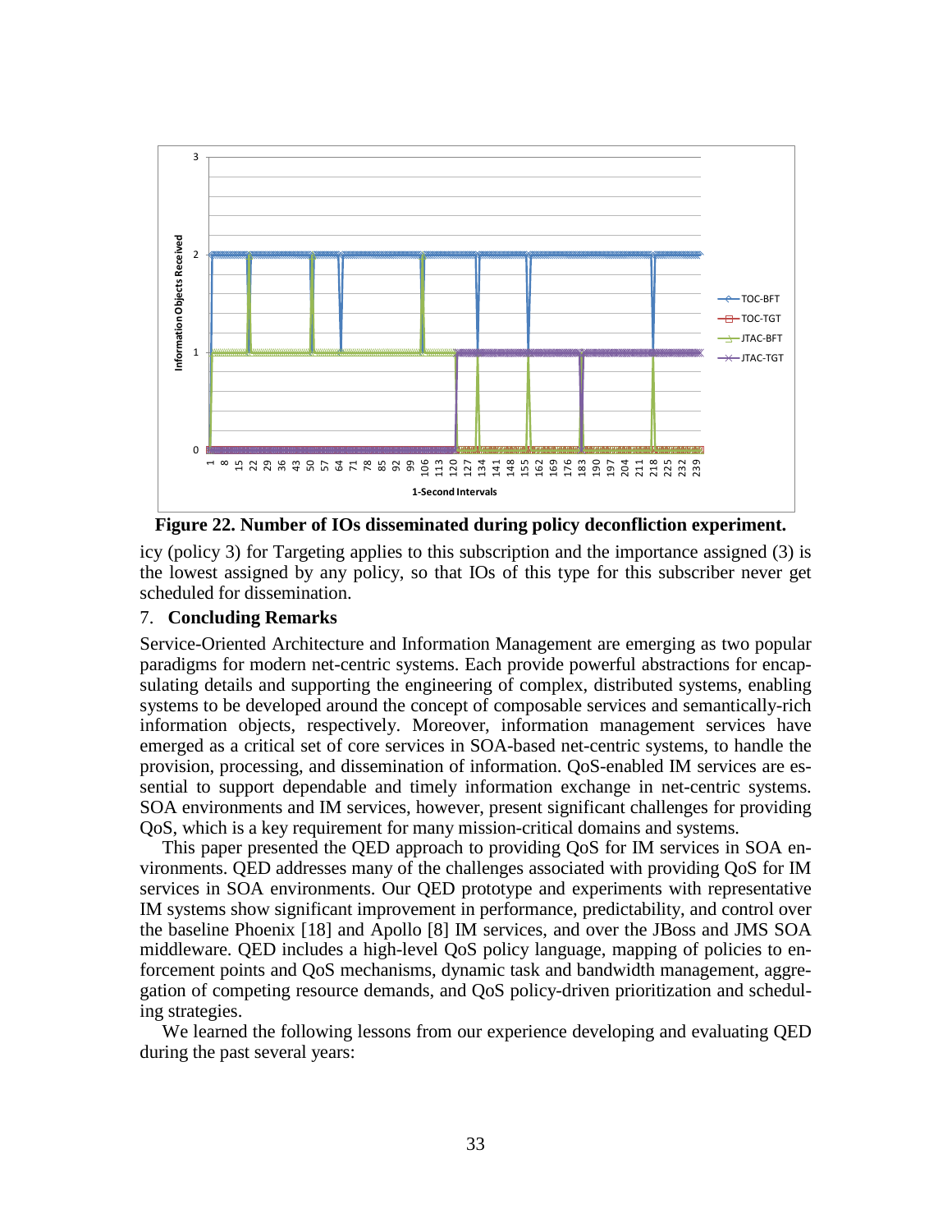**Figure 22. Number of IOs disseminated during policy deconfliction experiment.**

icy (policy 3) for Targeting applies to this subscription and the importance assigned (3) is the lowest assigned by any policy, so that IOs of this type for this subscriber never get scheduled for dissemination.

## 7. Concluding Remarks

Service-Oriented Architecture and Information Management are emerging as two popular paradigms for modern net-centric systems. Each provide powerful abstractions for encapsulating details and supporting the engineering of complex, distributed systems, enabling systems to be developed around the concept of composable services and semantically-rich information objects, respectively. Moreover, information management services have emerged as a critical set of core services in SOA-based net-centric systems, to handle the provision, processing, and dissemination of information. QoS-enabled IM services are essential to support dependable and timely information exchange in net-centric systems. SOA environments and IM services, however, present significant challenges for providing QoS, which is a key requirement for many mission-critical domains and systems.

This paper presented the QED approach to providing QoS for IM services in SOA environments. QED addresses many of the challenges associated with providing QoS for IM services in SOA environments. Our QED prototype and experiments with representative IM systems show significant improvement in performance, predictability, and control over the baseline Phoenix [18] and Apollo [8] IM services, and over the JBoss and JMS SOA middleware. QED includes a high-level QoS policy language, mapping of policies to enforcement points and QoS mechanisms, dynamic task and bandwidth management, aggregation of competing resource demands, and QoS policy-driven prioritization and scheduling strategies.

We learned the following lessons from our experience developing and evaluating QED during the past several years: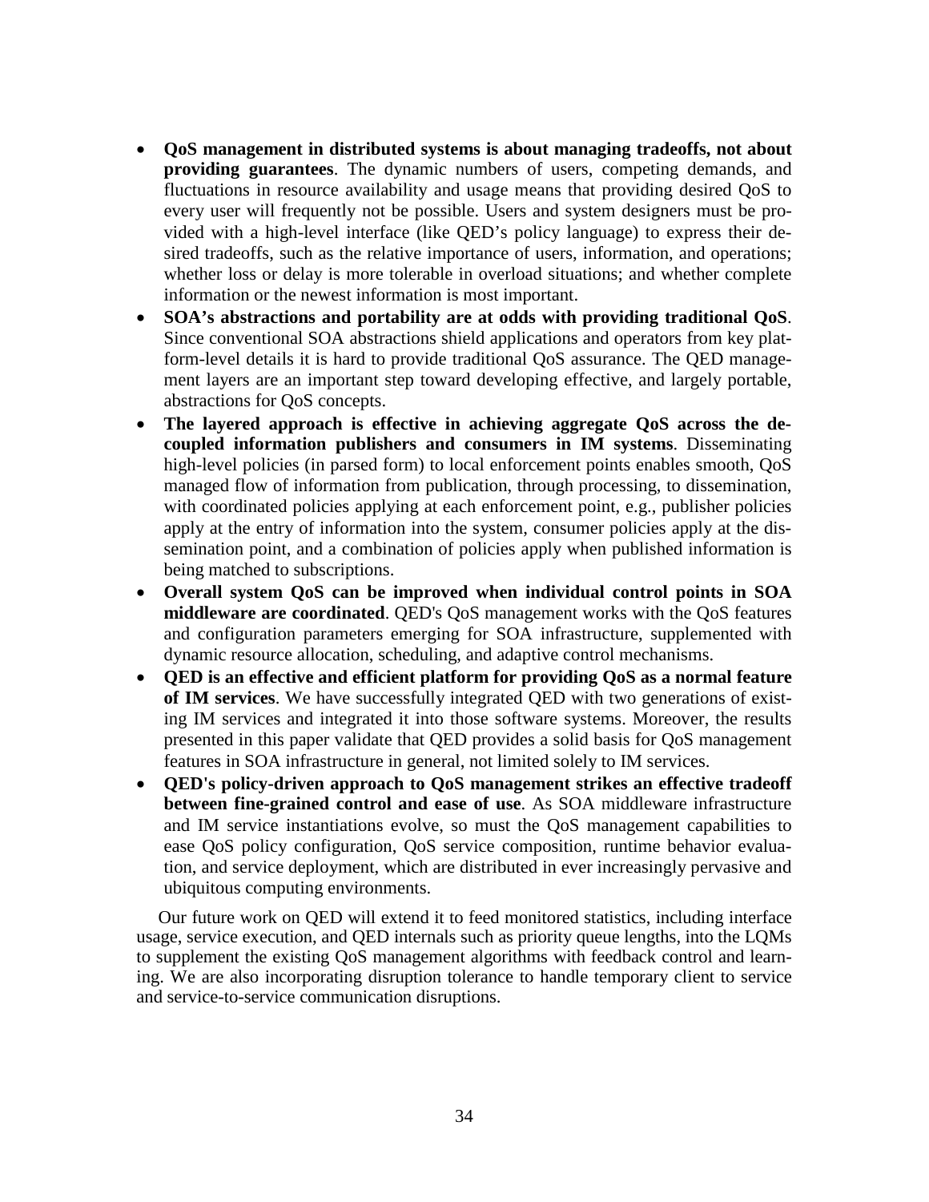- **QoS management in distributed systems is about managing tradeoffs, not about providing guarantees**. The dynamic numbers of users, competing demands, and fluctuations in resource availability and usage means that providing desired QoS to every user will frequently not be possible. Users and system designers must be provided with a high-level interface (like QED's policy language) to express their desired tradeoffs, such as the relative importance of users, information, and operations; whether loss or delay is more tolerable in overload situations; and whether complete information or the newest information is most important.
- **SOA's abstractions and portability are at odds with providing traditional QoS**. Since conventional SOA abstractions shield applications and operators from key platform-level details it is hard to provide traditional QoS assurance. The QED management layers are an important step toward developing effective, and largely portable, abstractions for QoS concepts.
- **The layered approach is effective in achieving aggregate QoS across the decoupled information publishers and consumers in IM systems**. Disseminating high-level policies (in parsed form) to local enforcement points enables smooth, QoS managed flow of information from publication, through processing, to dissemination, with coordinated policies applying at each enforcement point, e.g., publisher policies apply at the entry of information into the system, consumer policies apply at the dissemination point, and a combination of policies apply when published information is being matched to subscriptions.
- **Overall system QoS can be improved when individual control points in SOA middleware are coordinated**. QED's QoS management works with the QoS features and configuration parameters emerging for SOA infrastructure, supplemented with dynamic resource allocation, scheduling, and adaptive control mechanisms.
- **QED is an effective and efficient platform for providing QoS as a normal feature of IM services**. We have successfully integrated QED with two generations of existing IM services and integrated it into those software systems. Moreover, the results presented in this paper validate that QED provides a solid basis for QoS management features in SOA infrastructure in general, not limited solely to IM services.
- **QED's policy-driven approach to QoS management strikes an effective tradeoff between fine-grained control and ease of use**. As SOA middleware infrastructure and IM service instantiations evolve, so must the QoS management capabilities to ease QoS policy configuration, QoS service composition, runtime behavior evaluation, and service deployment, which are distributed in ever increasingly pervasive and ubiquitous computing environments.

Our future work on QED will extend it to feed monitored statistics, including interface usage, service execution, and QED internals such as priority queue lengths, into the LQMs to supplement the existing QoS management algorithms with feedback control and learning. We are also incorporating disruption tolerance to handle temporary client to service and service-to-service communication disruptions.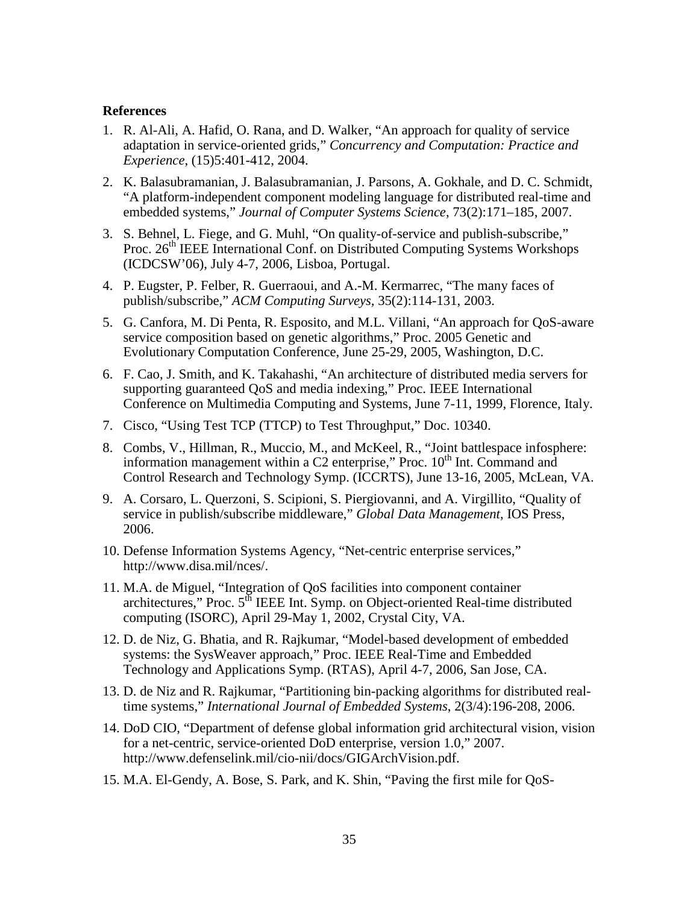**References**

1. R. Al-Ali, A. Hafid, O. Rana, and D. Walker, "An approach for quality of service adaptation in service-oriented grids," *Concurrency and Computation: Practice and Experience*, (15)5:401-412, 2004.

2. K. Balasubramanian, J. Balasubramanian, J. Parsons, A. Gokhale, and D. C. Schmidt, "A platform-independent component modeling language for distributed real-time and embedded systems," *Journal of Computer Systems Science*, 73(2):171–185, 2007.

3. S. Behnel, L. Fiege, and G. Muhl, "On quality-of-service and publish-subscribe," Proc. 26th IEEE International Conf. on Distributed Computing Systems Workshops (ICDCSW'06), July 4-7, 2006, Lisboa, Portugal.

4. P. Eugster, P. Felber, R. Guerraoui, and A.-M. Kermarrec, "The many faces of publish/subscribe," *ACM Computing Surveys*, 35(2):114-131, 2003.

5. G. Canfora, M. Di Penta, R. Esposito, and M.L. Villani, "An approach for QoS-aware service composition based on genetic algorithms," Proc. 2005 Genetic and Evolutionary Computation Conference, June 25-29, 2005, Washington, D.C.

6. F. Cao, J. Smith, and K. Takahashi, "An architecture of distributed media servers for supporting guaranteed QoS and media indexing," Proc. IEEE International Conference on Multimedia Computing and Systems, June 7-11, 1999, Florence, Italy.

7. Cisco, "Using Test TCP (TTCP) to Test Throughput," Doc. 10340.

8. Combs, V., Hillman, R., Muccio, M., and McKeel, R., "Joint battlespace infosphere: information management within a C2 enterprise," Proc. 10th Int. Command and Control Research and Technology Symp. (ICCRTS), June 13-16, 2005, McLean, VA.

9. A. Corsaro, L. Querzoni, S. Scipioni, S. Piergiovanni, and A. Virgillito, "Quality of service in publish/subscribe middleware," *Global Data Management*, IOS Press, 2006.

10. Defense Information Systems Agency, "Net-centric enterprise services," http://www.disa.mil/nces/.

11. M.A. de Miguel, "Integration of QoS facilities into component container architectures," Proc. 5th IEEE Int. Symp. on Object-oriented Real-time distributed computing (ISORC), April 29-May 1, 2002, Crystal City, VA.

12. D. de Niz, G. Bhatia, and R. Rajkumar, "Model-based development of embedded systems: the SysWeaver approach," Proc. IEEE Real-Time and Embedded Technology and Applications Symp. (RTAS), April 4-7, 2006, San Jose, CA.

13. D. de Niz and R. Rajkumar, "Partitioning bin-packing algorithms for distributed real-time systems," *International Journal of Embedded Systems*, 2(3/4):196-208, 2006.

14. DoD CIO, "Department of defense global information grid architectural vision, vision for a net-centric, service-oriented DoD enterprise, version 1.0," 2007. http://www.defenselink.mil/cio-nii/docs/GIGArchVision.pdf.

15. M.A. El-Gendy, A. Bose, S. Park, and K. Shin, "Paving the first mile for QoS-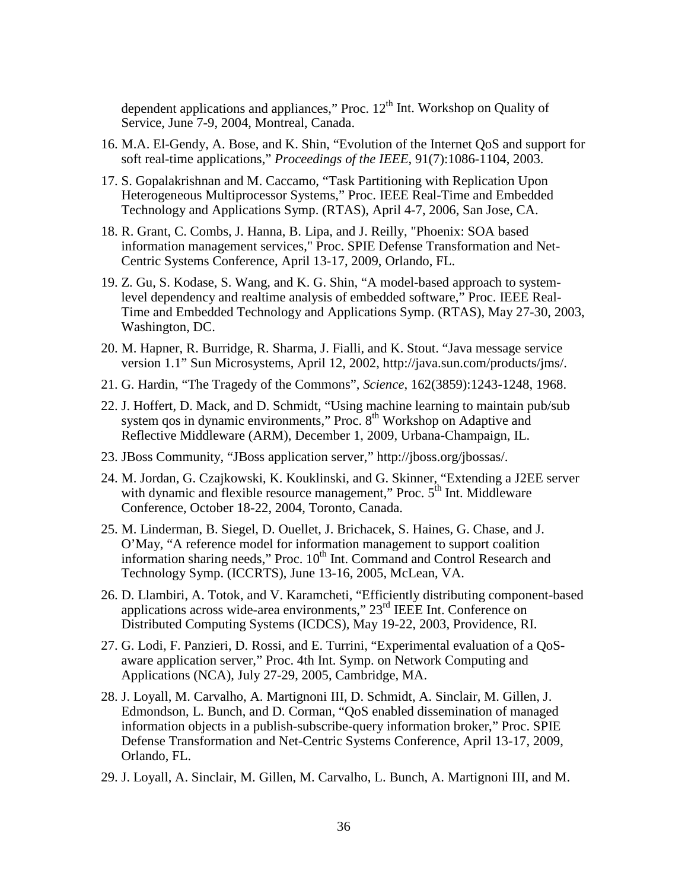dependent applications and appliances," Proc. 12[th] Int. Workshop on Quality of Service, June 7-9, 2004, Montreal, Canada.

16. M.A. El-Gendy, A. Bose, and K. Shin, "Evolution of the Internet QoS and support for soft real-time applications," *Proceedings of the IEEE*, 91(7):1086-1104, 2003.

17. S. Gopalakrishnan and M. Caccamo, "Task Partitioning with Replication Upon Heterogeneous Multiprocessor Systems," Proc. IEEE Real-Time and Embedded Technology and Applications Symp. (RTAS), April 4-7, 2006, San Jose, CA.

18. R. Grant, C. Combs, J. Hanna, B. Lipa, and J. Reilly, "Phoenix: SOA based information management services," Proc. SPIE Defense Transformation and Net-Centric Systems Conference, April 13-17, 2009, Orlando, FL.

19. Z. Gu, S. Kodase, S. Wang, and K. G. Shin, "A model-based approach to system-level dependency and realtime analysis of embedded software," Proc. IEEE Real-Time and Embedded Technology and Applications Symp. (RTAS), May 27-30, 2003, Washington, DC.

20. M. Hapner, R. Burridge, R. Sharma, J. Fialli, and K. Stout. "Java message service version 1.1" Sun Microsystems, April 12, 2002, http://java.sun.com/products/jms/.

21. G. Hardin, "The Tragedy of the Commons", *Science*, 162(3859):1243-1248, 1968.

22. J. Hoffert, D. Mack, and D. Schmidt, "Using machine learning to maintain pub/sub system qos in dynamic environments," Proc. 8[th] Workshop on Adaptive and Reflective Middleware (ARM), December 1, 2009, Urbana-Champaign, IL.

23. JBoss Community, "JBoss application server," http://jboss.org/jbossas/.

24. M. Jordan, G. Czajkowski, K. Kouklinski, and G. Skinner, "Extending a J2EE server with dynamic and flexible resource management," Proc. 5[th] Int. Middleware Conference, October 18-22, 2004, Toronto, Canada.

25. M. Linderman, B. Siegel, D. Ouellet, J. Brichacek, S. Haines, G. Chase, and J. O'May, "A reference model for information management to support coalition information sharing needs," Proc. 10[th] Int. Command and Control Research and Technology Symp. (ICCRTS), June 13-16, 2005, McLean, VA.

26. D. Llambiri, A. Totok, and V. Karamcheti, "Efficiently distributing component-based applications across wide-area environments," 23[rd] IEEE Int. Conference on Distributed Computing Systems (ICDCS), May 19-22, 2003, Providence, RI.

27. G. Lodi, F. Panzieri, D. Rossi, and E. Turrini, "Experimental evaluation of a QoS-aware application server," Proc. 4th Int. Symp. on Network Computing and Applications (NCA), July 27-29, 2005, Cambridge, MA.

28. J. Loyall, M. Carvalho, A. Martignoni III, D. Schmidt, A. Sinclair, M. Gillen, J. Edmondson, L. Bunch, and D. Corman, "QoS enabled dissemination of managed information objects in a publish-subscribe-query information broker," Proc. SPIE Defense Transformation and Net-Centric Systems Conference, April 13-17, 2009, Orlando, FL.

29. J. Loyall, A. Sinclair, M. Gillen, M. Carvalho, L. Bunch, A. Martignoni III, and M.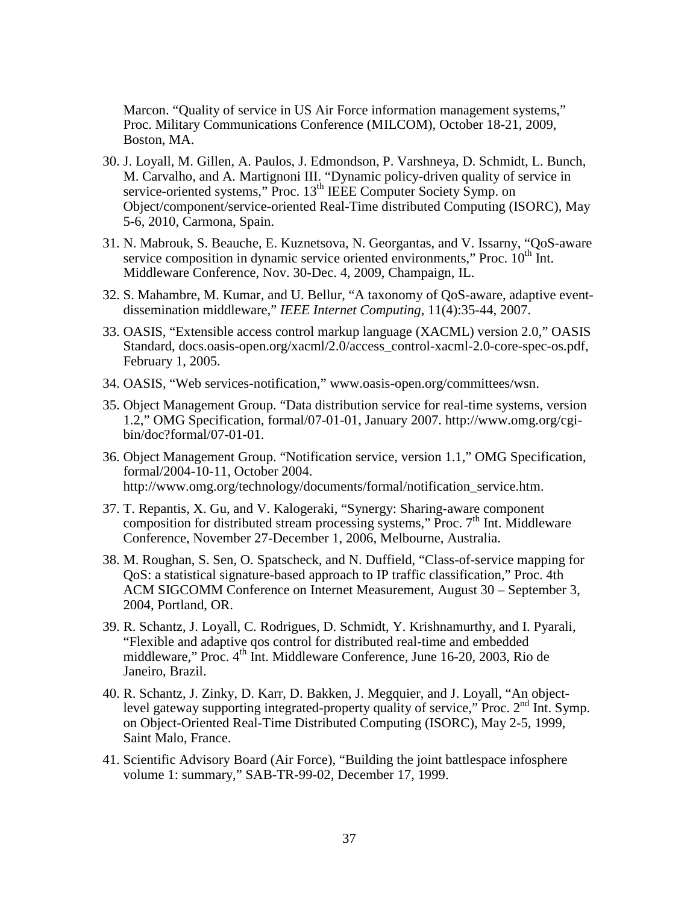Marcon. “Quality of service in US Air Force information management systems,” Proc. Military Communications Conference (MILCOM), October 18-21, 2009, Boston, MA.

30. J. Loyall, M. Gillen, A. Paulos, J. Edmondson, P. Varshneya, D. Schmidt, L. Bunch, M. Carvalho, and A. Martignoni III. “Dynamic policy-driven quality of service in service-oriented systems,” Proc. 13th IEEE Computer Society Symp. on Object/component/service-oriented Real-Time distributed Computing (ISORC), May 5-6, 2010, Carmona, Spain.

31. N. Mabrouk, S. Beauche, E. Kuznetsova, N. Georgantas, and V. Issarny, “QoS-aware service composition in dynamic service oriented environments,” Proc. 10th Int. Middleware Conference, Nov. 30-Dec. 4, 2009, Champaign, IL.

32. S. Mahambre, M. Kumar, and U. Bellur, “A taxonomy of QoS-aware, adaptive event-dissemination middleware,” *IEEE Internet Computing*, 11(4):35-44, 2007.

33. OASIS, “Extensible access control markup language (XACML) version 2.0,” OASIS Standard, docs.oasis-open.org/xacml/2.0/access_control-xacml-2.0-core-spec-os.pdf, February 1, 2005.

34. OASIS, “Web services-notification,” www.oasis-open.org/committees/wsn.

35. Object Management Group. “Data distribution service for real-time systems, version 1.2,” OMG Specification, formal/07-01-01, January 2007. http://www.omg.org/cgi-bin/doc?formal/07-01-01.

36. Object Management Group. “Notification service, version 1.1,” OMG Specification, formal/2004-10-11, October 2004. http://www.omg.org/technology/documents/formal/notification_service.htm.

37. T. Repantis, X. Gu, and V. Kalogeraki, “Synergy: Sharing-aware component composition for distributed stream processing systems,” Proc. 7th Int. Middleware Conference, November 27-December 1, 2006, Melbourne, Australia.

38. M. Roughan, S. Sen, O. Spatscheck, and N. Duffield, “Class-of-service mapping for QoS: a statistical signature-based approach to IP traffic classification,” Proc. 4th ACM SIGCOMM Conference on Internet Measurement, August 30 – September 3, 2004, Portland, OR.

39. R. Schantz, J. Loyall, C. Rodrigues, D. Schmidt, Y. Krishnamurthy, and I. Pyarali, “Flexible and adaptive qos control for distributed real-time and embedded middleware,” Proc. 4th Int. Middleware Conference, June 16-20, 2003, Rio de Janeiro, Brazil.

40. R. Schantz, J. Zinky, D. Karr, D. Bakken, J. Megquier, and J. Loyall, “An object-level gateway supporting integrated-property quality of service,” Proc. 2nd Int. Symp. on Object-Oriented Real-Time Distributed Computing (ISORC), May 2-5, 1999, Saint Malo, France.

41. Scientific Advisory Board (Air Force), “Building the joint battlespace infosphere volume 1: summary,” SAB-TR-99-02, December 17, 1999.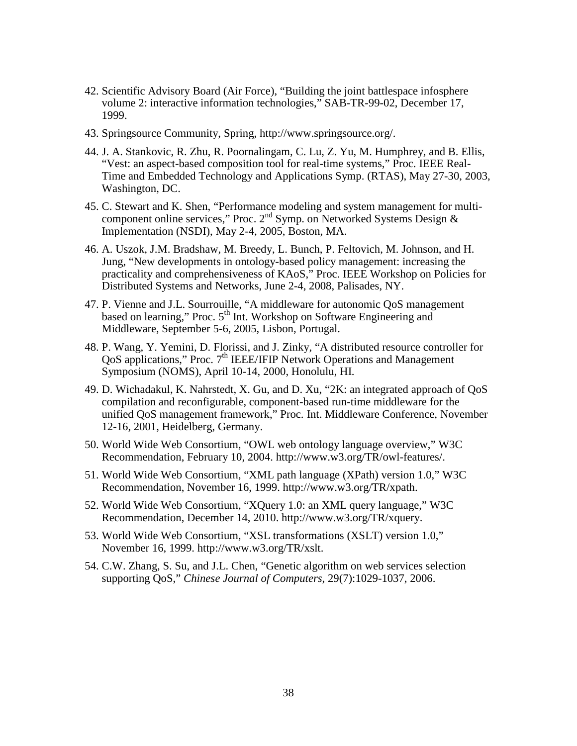42. Scientific Advisory Board (Air Force), “Building the joint battlespace infosphere volume 2: interactive information technologies,” SAB-TR-99-02, December 17, 1999.

43. Springsource Community, Spring, http://www.springsource.org/.

44. J. A. Stankovic, R. Zhu, R. Poornalingam, C. Lu, Z. Yu, M. Humphrey, and B. Ellis, “Vest: an aspect-based composition tool for real-time systems,” Proc. IEEE Real-Time and Embedded Technology and Applications Symp. (RTAS), May 27-30, 2003, Washington, DC.

45. C. Stewart and K. Shen, “Performance modeling and system management for multi-component online services,” Proc. 2nd Symp. on Networked Systems Design & Implementation (NSDI), May 2-4, 2005, Boston, MA.

46. A. Uszok, J.M. Bradshaw, M. Breedy, L. Bunch, P. Feltovich, M. Johnson, and H. Jung, “New developments in ontology-based policy management: increasing the practicality and comprehensiveness of KAoS,” Proc. IEEE Workshop on Policies for Distributed Systems and Networks, June 2-4, 2008, Palisades, NY.

47. P. Vienne and J.L. Sourrouille, “A middleware for autonomic QoS management based on learning,” Proc. 5th Int. Workshop on Software Engineering and Middleware, September 5-6, 2005, Lisbon, Portugal.

48. P. Wang, Y. Yemini, D. Florissi, and J. Zinky, “A distributed resource controller for QoS applications,” Proc. 7th IEEE/IFIP Network Operations and Management Symposium (NOMS), April 10-14, 2000, Honolulu, HI.

49. D. Wichadakul, K. Nahrstedt, X. Gu, and D. Xu, “2K: an integrated approach of QoS compilation and reconfigurable, component-based run-time middleware for the unified QoS management framework,” Proc. Int. Middleware Conference, November 12-16, 2001, Heidelberg, Germany.

50. World Wide Web Consortium, “OWL web ontology language overview,” W3C Recommendation, February 10, 2004. http://www.w3.org/TR/owl-features/.

51. World Wide Web Consortium, “XML path language (XPath) version 1.0,” W3C Recommendation, November 16, 1999. http://www.w3.org/TR/xpath.

52. World Wide Web Consortium, “XQuery 1.0: an XML query language,” W3C Recommendation, December 14, 2010. http://www.w3.org/TR/xquery.

53. World Wide Web Consortium, “XSL transformations (XSLT) version 1.0,” November 16, 1999. http://www.w3.org/TR/xslt.

54. C.W. Zhang, S. Su, and J.L. Chen, “Genetic algorithm on web services selection supporting QoS,” *Chinese Journal of Computers*, 29(7):1029-1037, 2006.